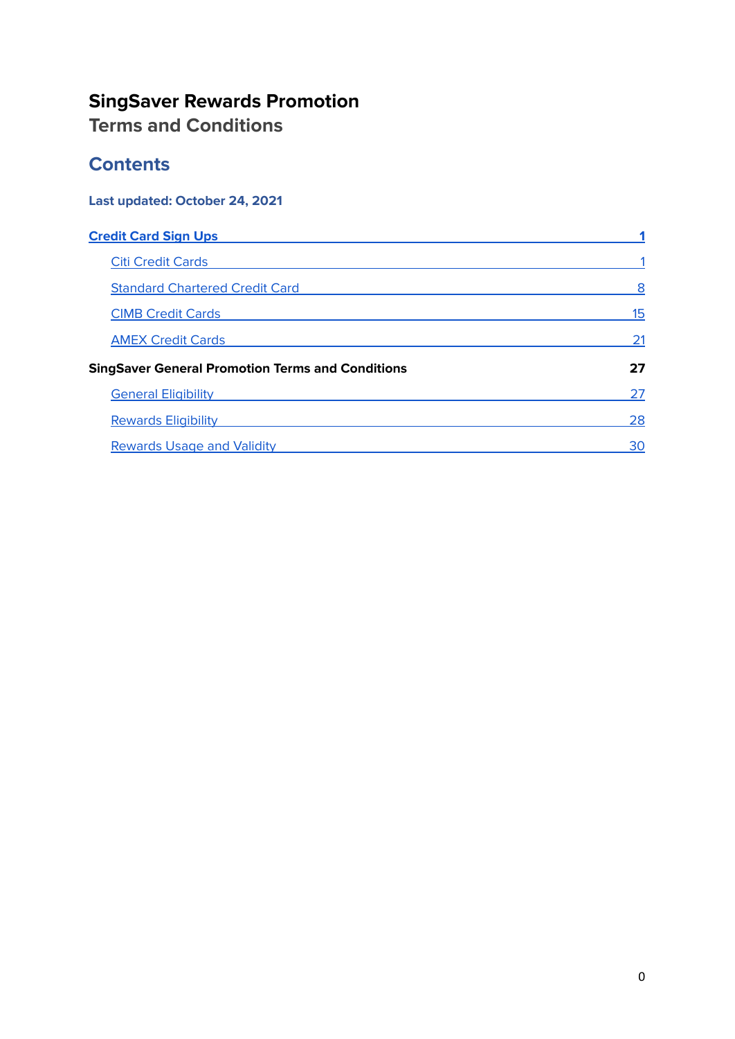# SingSaver Rewards Promotion

## Terms and Conditions

## Contents

**Last updated: October 24, 2021**

**Credit Card Sign Ups** **1**

- Citi Credit Cards 1
- Standard Chartered Credit Card 8
- CIMB Credit Cards 15
- AMEX Credit Cards 21

**SingSaver General Promotion Terms and Conditions** **27**

- General Eligibility 27
- Rewards Eligibility 28
- Rewards Usage and Validity 30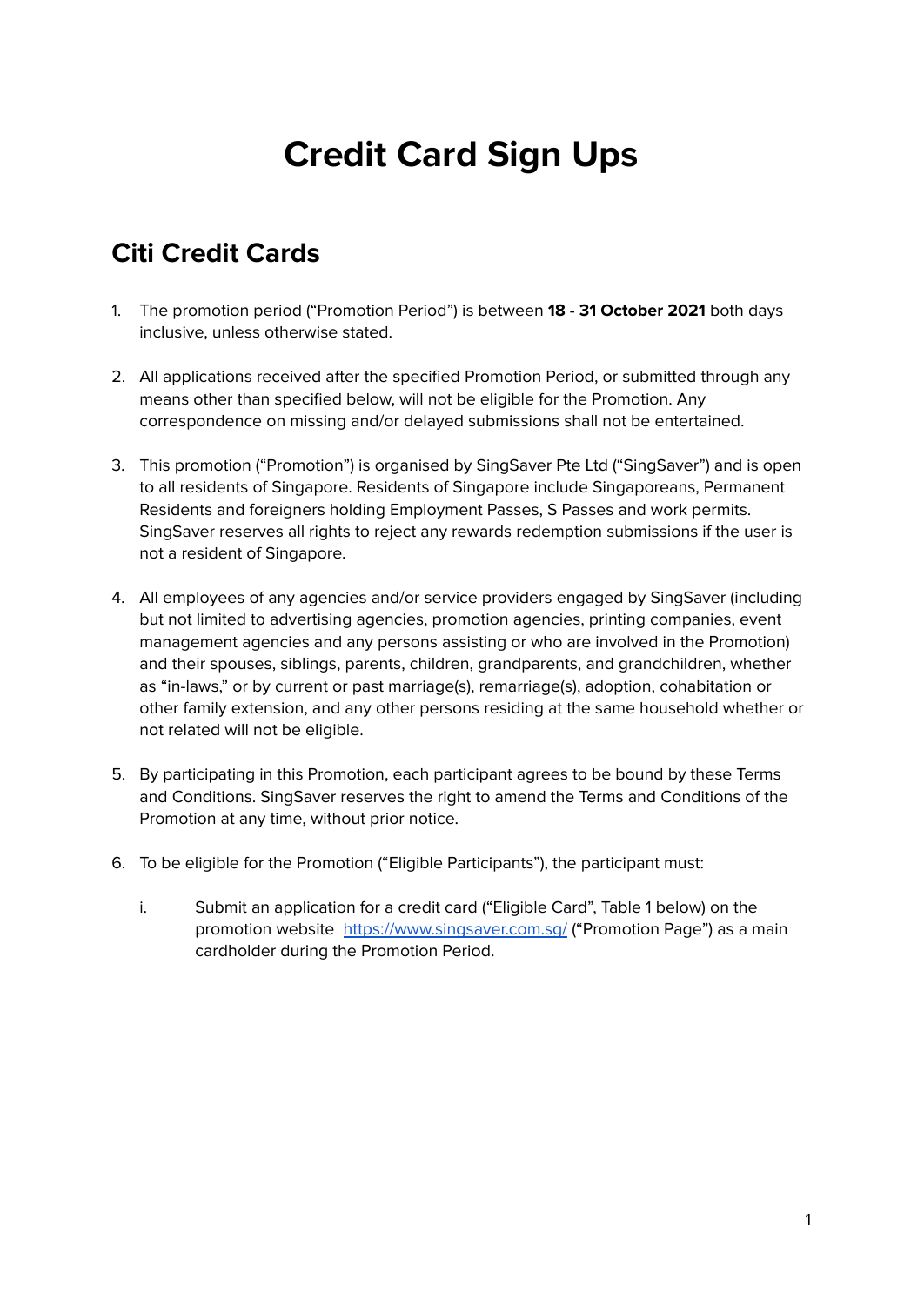# Credit Card Sign Ups

## Citi Credit Cards

1. The promotion period ("Promotion Period") is between **18 - 31 October 2021** both days inclusive, unless otherwise stated.

2. All applications received after the specified Promotion Period, or submitted through any means other than specified below, will not be eligible for the Promotion. Any correspondence on missing and/or delayed submissions shall not be entertained.

3. This promotion ("Promotion") is organised by SingSaver Pte Ltd ("SingSaver") and is open to all residents of Singapore. Residents of Singapore include Singaporeans, Permanent Residents and foreigners holding Employment Passes, S Passes and work permits. SingSaver reserves all rights to reject any rewards redemption submissions if the user is not a resident of Singapore.

4. All employees of any agencies and/or service providers engaged by SingSaver (including but not limited to advertising agencies, promotion agencies, printing companies, event management agencies and any persons assisting or who are involved in the Promotion) and their spouses, siblings, parents, children, grandparents, and grandchildren, whether as "in-laws," or by current or past marriage(s), remarriage(s), adoption, cohabitation or other family extension, and any other persons residing at the same household whether or not related will not be eligible.

5. By participating in this Promotion, each participant agrees to be bound by these Terms and Conditions. SingSaver reserves the right to amend the Terms and Conditions of the Promotion at any time, without prior notice.

6. To be eligible for the Promotion ("Eligible Participants"), the participant must:

   i. Submit an application for a credit card ("Eligible Card", Table 1 below) on the promotion website https://www.singsaver.com.sg/ ("Promotion Page") as a main cardholder during the Promotion Period.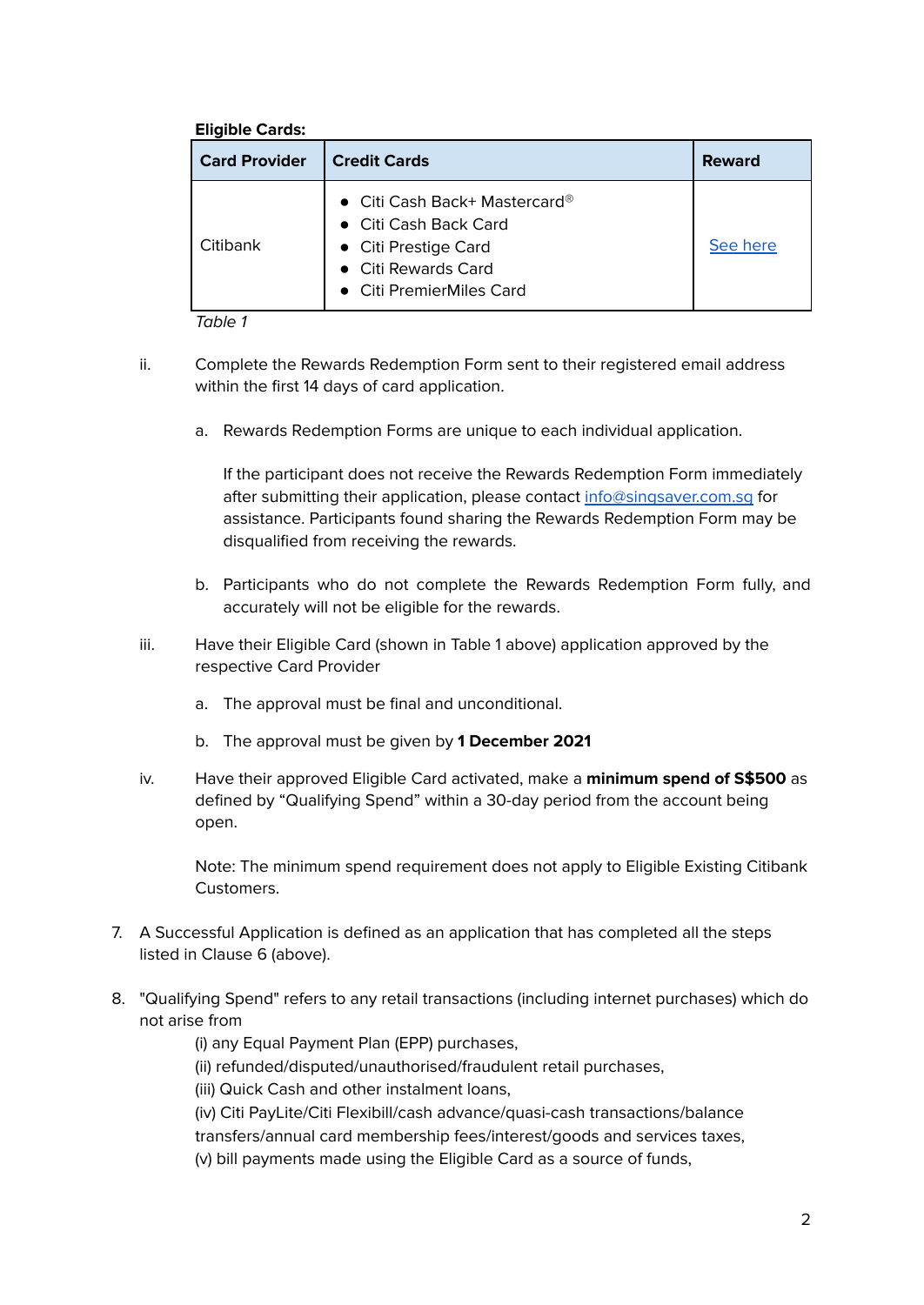**Eligible Cards:**

| Card Provider | Credit Cards | Reward |
|---|---|---|
| Citibank | • Citi Cash Back+ Mastercard®<br>• Citi Cash Back Card<br>• Citi Prestige Card<br>• Citi Rewards Card<br>• Citi PremierMiles Card | [See here](#) |

*Table 1*

ii. Complete the Rewards Redemption Form sent to their registered email address within the first 14 days of card application.

   a. Rewards Redemption Forms are unique to each individual application.

   If the participant does not receive the Rewards Redemption Form immediately after submitting their application, please contact info@singsaver.com.sg for assistance. Participants found sharing the Rewards Redemption Form may be disqualified from receiving the rewards.

   b. Participants who do not complete the Rewards Redemption Form fully, and accurately will not be eligible for the rewards.

iii. Have their Eligible Card (shown in Table 1 above) application approved by the respective Card Provider

   a. The approval must be final and unconditional.

   b. The approval must be given by **1 December 2021**

iv. Have their approved Eligible Card activated, make a **minimum spend of S$500** as defined by "Qualifying Spend" within a 30-day period from the account being open.

   Note: The minimum spend requirement does not apply to Eligible Existing Citibank Customers.

7. A Successful Application is defined as an application that has completed all the steps listed in Clause 6 (above).

8. "Qualifying Spend" refers to any retail transactions (including internet purchases) which do not arise from
   (i) any Equal Payment Plan (EPP) purchases,
   (ii) refunded/disputed/unauthorised/fraudulent retail purchases,
   (iii) Quick Cash and other instalment loans,
   (iv) Citi PayLite/Citi Flexibill/cash advance/quasi-cash transactions/balance transfers/annual card membership fees/interest/goods and services taxes,
   (v) bill payments made using the Eligible Card as a source of funds,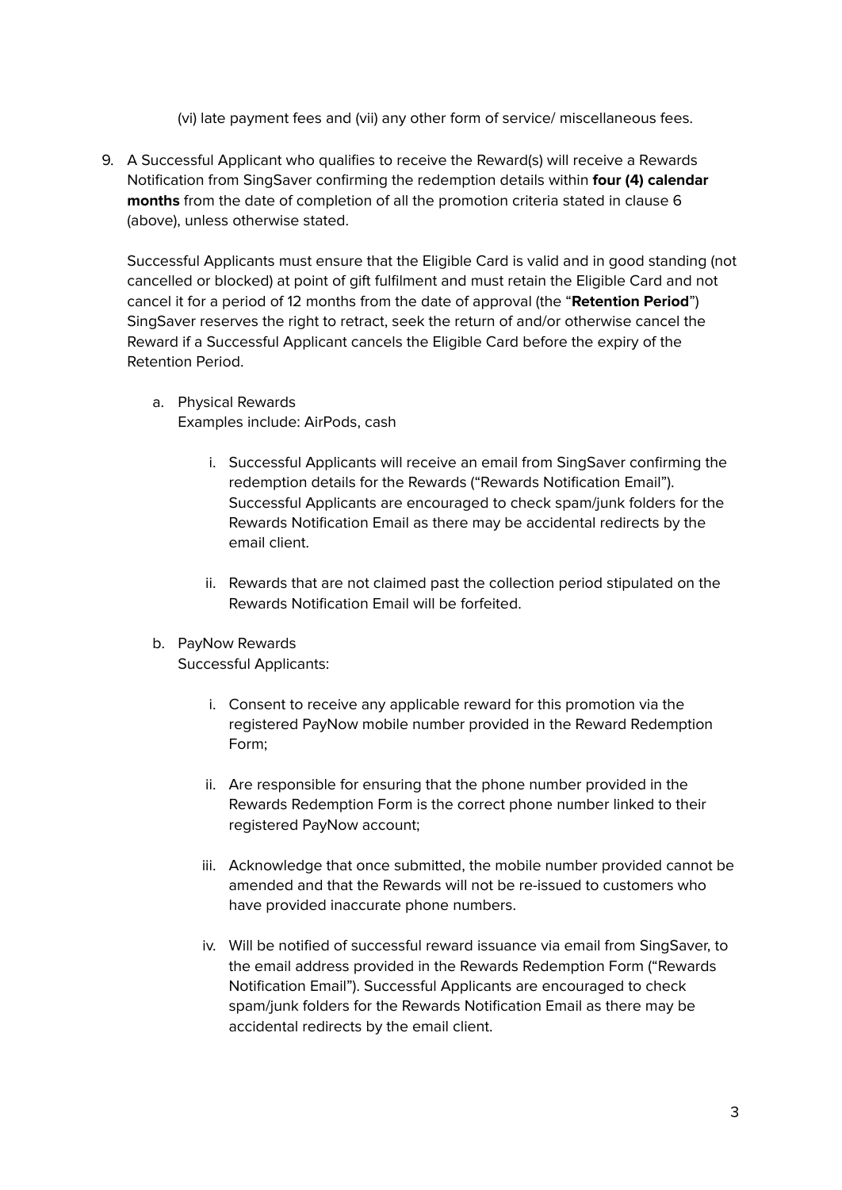(vi) late payment fees and (vii) any other form of service/ miscellaneous fees.

9. A Successful Applicant who qualifies to receive the Reward(s) will receive a Rewards Notification from SingSaver confirming the redemption details within **four (4) calendar months** from the date of completion of all the promotion criteria stated in clause 6 (above), unless otherwise stated.

   Successful Applicants must ensure that the Eligible Card is valid and in good standing (not cancelled or blocked) at point of gift fulfilment and must retain the Eligible Card and not cancel it for a period of 12 months from the date of approval (the "**Retention Period**") SingSaver reserves the right to retract, seek the return of and/or otherwise cancel the Reward if a Successful Applicant cancels the Eligible Card before the expiry of the Retention Period.

   a. Physical Rewards
      Examples include: AirPods, cash

      i. Successful Applicants will receive an email from SingSaver confirming the redemption details for the Rewards ("Rewards Notification Email"). Successful Applicants are encouraged to check spam/junk folders for the Rewards Notification Email as there may be accidental redirects by the email client.

      ii. Rewards that are not claimed past the collection period stipulated on the Rewards Notification Email will be forfeited.

   b. PayNow Rewards
      Successful Applicants:

      i. Consent to receive any applicable reward for this promotion via the registered PayNow mobile number provided in the Reward Redemption Form;

      ii. Are responsible for ensuring that the phone number provided in the Rewards Redemption Form is the correct phone number linked to their registered PayNow account;

      iii. Acknowledge that once submitted, the mobile number provided cannot be amended and that the Rewards will not be re-issued to customers who have provided inaccurate phone numbers.

      iv. Will be notified of successful reward issuance via email from SingSaver, to the email address provided in the Rewards Redemption Form ("Rewards Notification Email"). Successful Applicants are encouraged to check spam/junk folders for the Rewards Notification Email as there may be accidental redirects by the email client.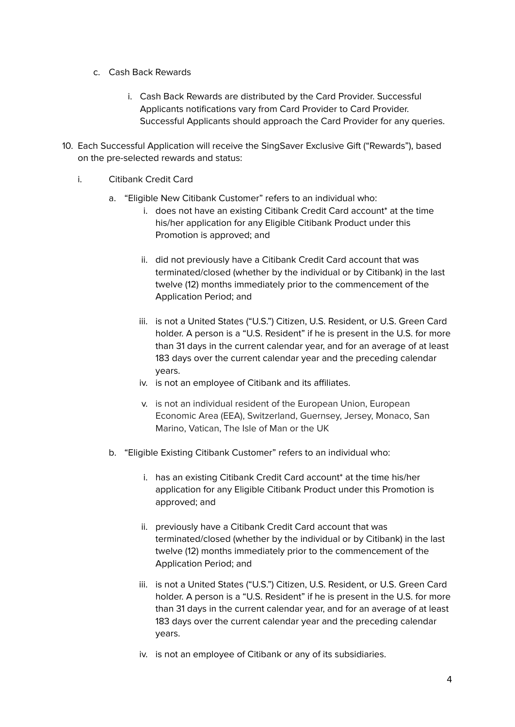c. Cash Back Rewards

   i. Cash Back Rewards are distributed by the Card Provider. Successful Applicants notifications vary from Card Provider to Card Provider. Successful Applicants should approach the Card Provider for any queries.

10. Each Successful Application will receive the SingSaver Exclusive Gift ("Rewards"), based on the pre-selected rewards and status:

   i. Citibank Credit Card

      a. "Eligible New Citibank Customer" refers to an individual who:

         i. does not have an existing Citibank Credit Card account* at the time his/her application for any Eligible Citibank Product under this Promotion is approved; and

         ii. did not previously have a Citibank Credit Card account that was terminated/closed (whether by the individual or by Citibank) in the last twelve (12) months immediately prior to the commencement of the Application Period; and

         iii. is not a United States ("U.S.") Citizen, U.S. Resident, or U.S. Green Card holder. A person is a "U.S. Resident" if he is present in the U.S. for more than 31 days in the current calendar year, and for an average of at least 183 days over the current calendar year and the preceding calendar years.

         iv. is not an employee of Citibank and its affiliates.

         v. is not an individual resident of the European Union, European Economic Area (EEA), Switzerland, Guernsey, Jersey, Monaco, San Marino, Vatican, The Isle of Man or the UK

      b. "Eligible Existing Citibank Customer" refers to an individual who:

         i. has an existing Citibank Credit Card account* at the time his/her application for any Eligible Citibank Product under this Promotion is approved; and

         ii. previously have a Citibank Credit Card account that was terminated/closed (whether by the individual or by Citibank) in the last twelve (12) months immediately prior to the commencement of the Application Period; and

         iii. is not a United States ("U.S.") Citizen, U.S. Resident, or U.S. Green Card holder. A person is a "U.S. Resident" if he is present in the U.S. for more than 31 days in the current calendar year, and for an average of at least 183 days over the current calendar year and the preceding calendar years.

         iv. is not an employee of Citibank or any of its subsidiaries.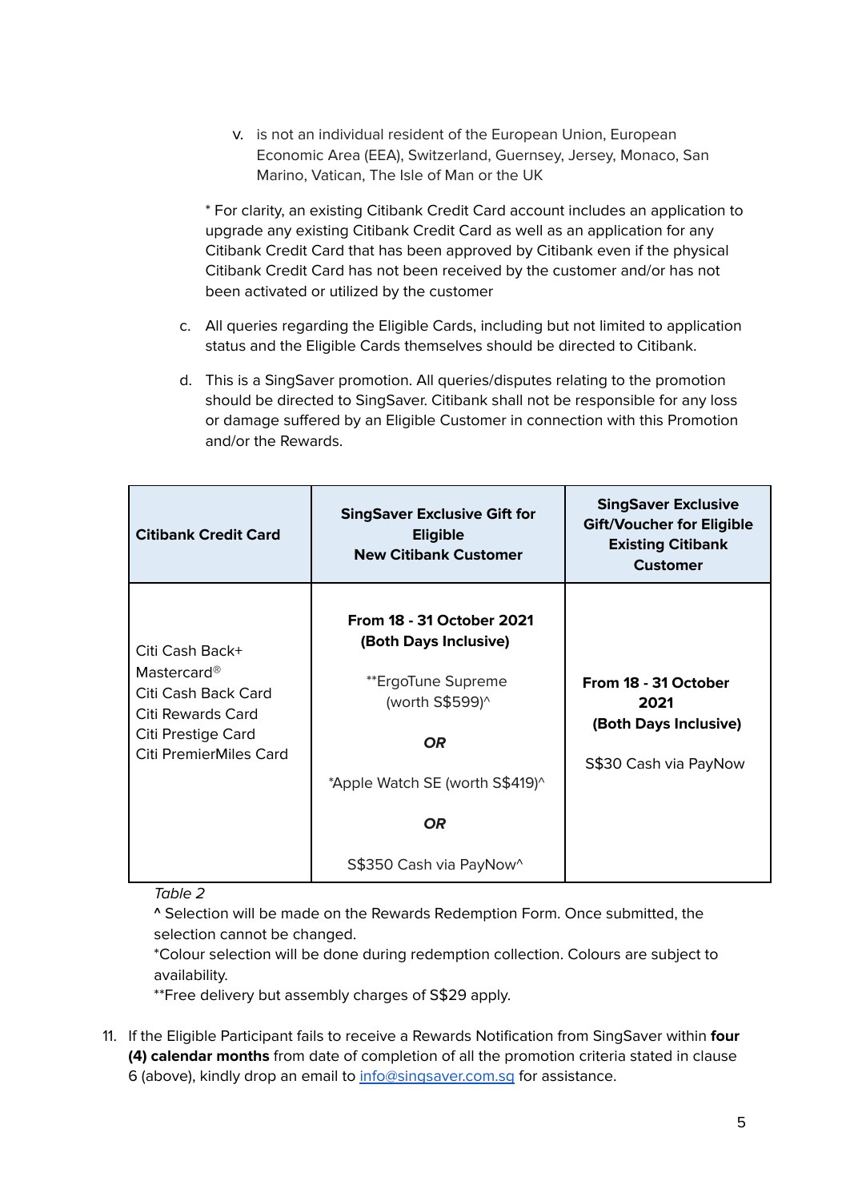v. is not an individual resident of the European Union, European Economic Area (EEA), Switzerland, Guernsey, Jersey, Monaco, San Marino, Vatican, The Isle of Man or the UK

\* For clarity, an existing Citibank Credit Card account includes an application to upgrade any existing Citibank Credit Card as well as an application for any Citibank Credit Card that has been approved by Citibank even if the physical Citibank Credit Card has not been received by the customer and/or has not been activated or utilized by the customer

c. All queries regarding the Eligible Cards, including but not limited to application status and the Eligible Cards themselves should be directed to Citibank.

d. This is a SingSaver promotion. All queries/disputes relating to the promotion should be directed to SingSaver. Citibank shall not be responsible for any loss or damage suffered by an Eligible Customer in connection with this Promotion and/or the Rewards.

| **Citibank Credit Card** | **SingSaver Exclusive Gift for Eligible New Citibank Customer** | **SingSaver Exclusive Gift/Voucher for Eligible Existing Citibank Customer** |
|---|---|---|
| Citi Cash Back+ Mastercard® <br> Citi Cash Back Card <br> Citi Rewards Card <br> Citi Prestige Card <br> Citi PremierMiles Card | **From 18 - 31 October 2021 (Both Days Inclusive)** <br><br> \*\*ErgoTune Supreme (worth S$599)^ <br><br> ***OR*** <br><br> \*Apple Watch SE (worth S$419)^ <br><br> ***OR*** <br><br> S$350 Cash via PayNow^ | **From 18 - 31 October 2021 (Both Days Inclusive)** <br><br> S$30 Cash via PayNow |

*Table 2*

**^** Selection will be made on the Rewards Redemption Form. Once submitted, the selection cannot be changed.

\*Colour selection will be done during redemption collection. Colours are subject to availability.

\*\*Free delivery but assembly charges of S$29 apply.

11. If the Eligible Participant fails to receive a Rewards Notification from SingSaver within **four (4) calendar months** from date of completion of all the promotion criteria stated in clause 6 (above), kindly drop an email to info@singsaver.com.sg for assistance.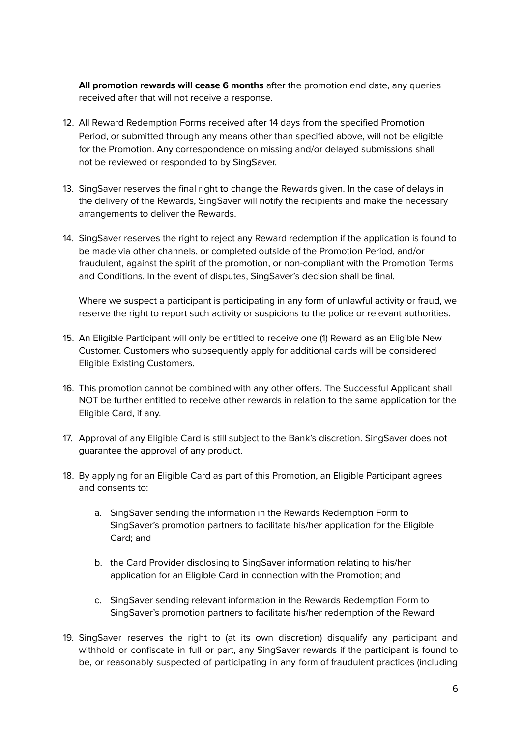**All promotion rewards will cease 6 months** after the promotion end date, any queries received after that will not receive a response.

12. All Reward Redemption Forms received after 14 days from the specified Promotion Period, or submitted through any means other than specified above, will not be eligible for the Promotion. Any correspondence on missing and/or delayed submissions shall not be reviewed or responded to by SingSaver.

13. SingSaver reserves the final right to change the Rewards given. In the case of delays in the delivery of the Rewards, SingSaver will notify the recipients and make the necessary arrangements to deliver the Rewards.

14. SingSaver reserves the right to reject any Reward redemption if the application is found to be made via other channels, or completed outside of the Promotion Period, and/or fraudulent, against the spirit of the promotion, or non-compliant with the Promotion Terms and Conditions. In the event of disputes, SingSaver's decision shall be final.

    Where we suspect a participant is participating in any form of unlawful activity or fraud, we reserve the right to report such activity or suspicions to the police or relevant authorities.

15. An Eligible Participant will only be entitled to receive one (1) Reward as an Eligible New Customer. Customers who subsequently apply for additional cards will be considered Eligible Existing Customers.

16. This promotion cannot be combined with any other offers. The Successful Applicant shall NOT be further entitled to receive other rewards in relation to the same application for the Eligible Card, if any.

17. Approval of any Eligible Card is still subject to the Bank's discretion. SingSaver does not guarantee the approval of any product.

18. By applying for an Eligible Card as part of this Promotion, an Eligible Participant agrees and consents to:

    a. SingSaver sending the information in the Rewards Redemption Form to SingSaver's promotion partners to facilitate his/her application for the Eligible Card; and

    b. the Card Provider disclosing to SingSaver information relating to his/her application for an Eligible Card in connection with the Promotion; and

    c. SingSaver sending relevant information in the Rewards Redemption Form to SingSaver's promotion partners to facilitate his/her redemption of the Reward

19. SingSaver reserves the right to (at its own discretion) disqualify any participant and withhold or confiscate in full or part, any SingSaver rewards if the participant is found to be, or reasonably suspected of participating in any form of fraudulent practices (including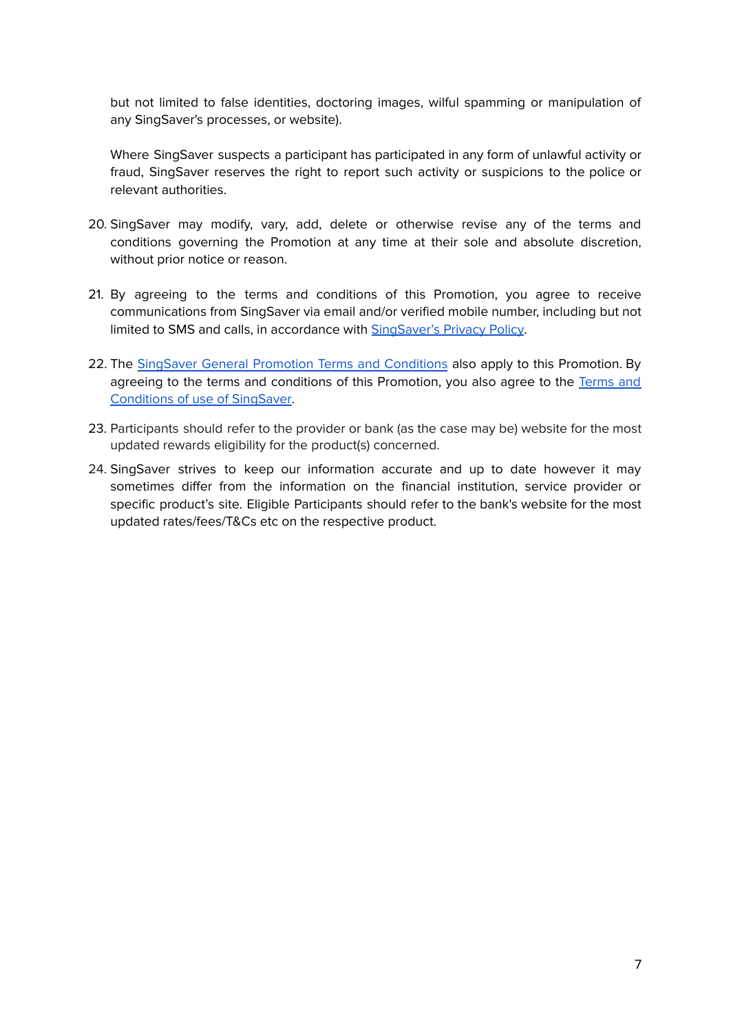but not limited to false identities, doctoring images, wilful spamming or manipulation of any SingSaver's processes, or website).

Where SingSaver suspects a participant has participated in any form of unlawful activity or fraud, SingSaver reserves the right to report such activity or suspicions to the police or relevant authorities.

20. SingSaver may modify, vary, add, delete or otherwise revise any of the terms and conditions governing the Promotion at any time at their sole and absolute discretion, without prior notice or reason.

21. By agreeing to the terms and conditions of this Promotion, you agree to receive communications from SingSaver via email and/or verified mobile number, including but not limited to SMS and calls, in accordance with SingSaver's Privacy Policy.

22. The SingSaver General Promotion Terms and Conditions also apply to this Promotion. By agreeing to the terms and conditions of this Promotion, you also agree to the Terms and Conditions of use of SingSaver.

23. Participants should refer to the provider or bank (as the case may be) website for the most updated rewards eligibility for the product(s) concerned.

24. SingSaver strives to keep our information accurate and up to date however it may sometimes differ from the information on the financial institution, service provider or specific product's site. Eligible Participants should refer to the bank's website for the most updated rates/fees/T&Cs etc on the respective product.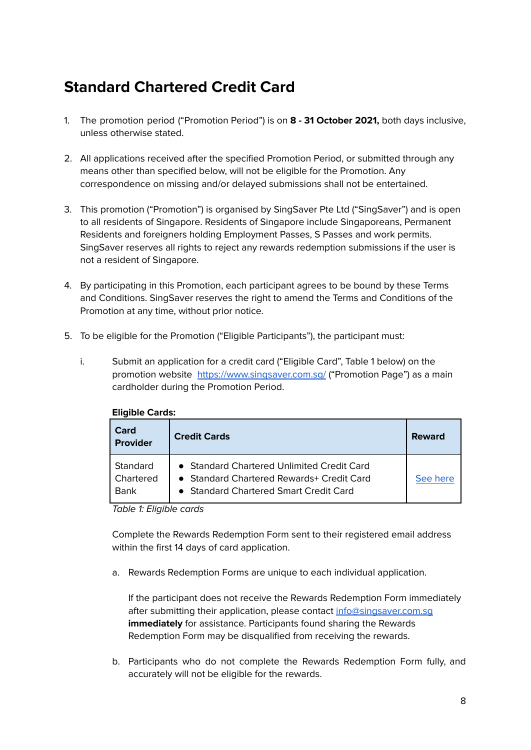# Standard Chartered Credit Card

1. The promotion period ("Promotion Period") is on **8 - 31 October 2021,** both days inclusive, unless otherwise stated.

2. All applications received after the specified Promotion Period, or submitted through any means other than specified below, will not be eligible for the Promotion. Any correspondence on missing and/or delayed submissions shall not be entertained.

3. This promotion ("Promotion") is organised by SingSaver Pte Ltd ("SingSaver") and is open to all residents of Singapore. Residents of Singapore include Singaporeans, Permanent Residents and foreigners holding Employment Passes, S Passes and work permits. SingSaver reserves all rights to reject any rewards redemption submissions if the user is not a resident of Singapore.

4. By participating in this Promotion, each participant agrees to be bound by these Terms and Conditions. SingSaver reserves the right to amend the Terms and Conditions of the Promotion at any time, without prior notice.

5. To be eligible for the Promotion ("Eligible Participants"), the participant must:

   i. Submit an application for a credit card ("Eligible Card", Table 1 below) on the promotion website [https://www.singsaver.com.sg/](https://www.singsaver.com.sg/) ("Promotion Page") as a main cardholder during the Promotion Period.

   **Eligible Cards:**

   | Card Provider | Credit Cards | Reward |
   |---|---|---|
   | Standard Chartered Bank | • Standard Chartered Unlimited Credit Card<br>• Standard Chartered Rewards+ Credit Card<br>• Standard Chartered Smart Credit Card | See here |

   *Table 1: Eligible cards*

   Complete the Rewards Redemption Form sent to their registered email address within the first 14 days of card application.

   a. Rewards Redemption Forms are unique to each individual application.

      If the participant does not receive the Rewards Redemption Form immediately after submitting their application, please contact info@singsaver.com.sg **immediately** for assistance. Participants found sharing the Rewards Redemption Form may be disqualified from receiving the rewards.

   b. Participants who do not complete the Rewards Redemption Form fully, and accurately will not be eligible for the rewards.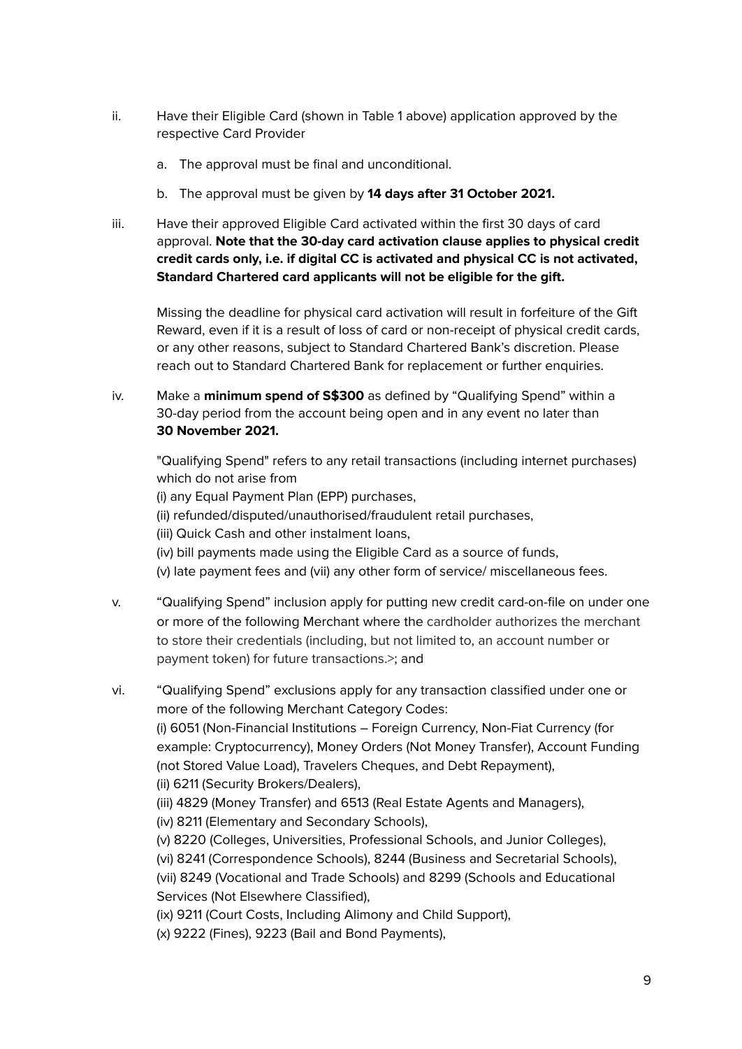ii. Have their Eligible Card (shown in Table 1 above) application approved by the respective Card Provider

   a. The approval must be final and unconditional.

   b. The approval must be given by **14 days after 31 October 2021.**

iii. Have their approved Eligible Card activated within the first 30 days of card approval. **Note that the 30-day card activation clause applies to physical credit credit cards only, i.e. if digital CC is activated and physical CC is not activated, Standard Chartered card applicants will not be eligible for the gift.**

   Missing the deadline for physical card activation will result in forfeiture of the Gift Reward, even if it is a result of loss of card or non-receipt of physical credit cards, or any other reasons, subject to Standard Chartered Bank's discretion. Please reach out to Standard Chartered Bank for replacement or further enquiries.

iv. Make a **minimum spend of S$300** as defined by "Qualifying Spend" within a 30-day period from the account being open and in any event no later than **30 November 2021.**

   "Qualifying Spend" refers to any retail transactions (including internet purchases) which do not arise from
   (i) any Equal Payment Plan (EPP) purchases,
   (ii) refunded/disputed/unauthorised/fraudulent retail purchases,
   (iii) Quick Cash and other instalment loans,
   (iv) bill payments made using the Eligible Card as a source of funds,
   (v) late payment fees and (vii) any other form of service/ miscellaneous fees.

v. "Qualifying Spend" inclusion apply for putting new credit card-on-file on under one or more of the following Merchant where the cardholder authorizes the merchant to store their credentials (including, but not limited to, an account number or payment token) for future transactions.>; and

vi. "Qualifying Spend" exclusions apply for any transaction classified under one or more of the following Merchant Category Codes:
   (i) 6051 (Non-Financial Institutions – Foreign Currency, Non-Fiat Currency (for example: Cryptocurrency), Money Orders (Not Money Transfer), Account Funding (not Stored Value Load), Travelers Cheques, and Debt Repayment),
   (ii) 6211 (Security Brokers/Dealers),
   (iii) 4829 (Money Transfer) and 6513 (Real Estate Agents and Managers),
   (iv) 8211 (Elementary and Secondary Schools),
   (v) 8220 (Colleges, Universities, Professional Schools, and Junior Colleges),
   (vi) 8241 (Correspondence Schools), 8244 (Business and Secretarial Schools),
   (vii) 8249 (Vocational and Trade Schools) and 8299 (Schools and Educational Services (Not Elsewhere Classified),
   (ix) 9211 (Court Costs, Including Alimony and Child Support),
   (x) 9222 (Fines), 9223 (Bail and Bond Payments),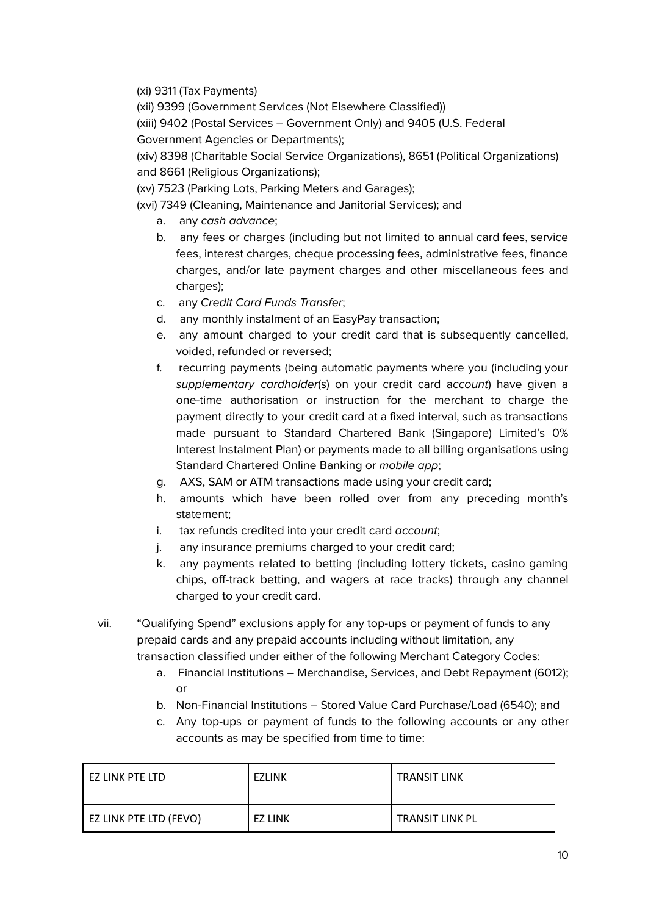(xi) 9311 (Tax Payments)

(xii) 9399 (Government Services (Not Elsewhere Classified))

(xiii) 9402 (Postal Services – Government Only) and 9405 (U.S. Federal Government Agencies or Departments);

(xiv) 8398 (Charitable Social Service Organizations), 8651 (Political Organizations) and 8661 (Religious Organizations);

(xv) 7523 (Parking Lots, Parking Meters and Garages);

(xvi) 7349 (Cleaning, Maintenance and Janitorial Services); and

a. any *cash advance*;
b. any fees or charges (including but not limited to annual card fees, service fees, interest charges, cheque processing fees, administrative fees, finance charges, and/or late payment charges and other miscellaneous fees and charges);
c. any *Credit Card Funds Transfer*;
d. any monthly instalment of an EasyPay transaction;
e. any amount charged to your credit card that is subsequently cancelled, voided, refunded or reversed;
f. recurring payments (being automatic payments where you (including your *supplementary cardholder*(s) on your credit card a*ccount*) have given a one-time authorisation or instruction for the merchant to charge the payment directly to your credit card at a fixed interval, such as transactions made pursuant to Standard Chartered Bank (Singapore) Limited's 0% Interest Instalment Plan) or payments made to all billing organisations using Standard Chartered Online Banking or *mobile app*;
g. AXS, SAM or ATM transactions made using your credit card;
h. amounts which have been rolled over from any preceding month's statement;
i. tax refunds credited into your credit card *account*;
j. any insurance premiums charged to your credit card;
k. any payments related to betting (including lottery tickets, casino gaming chips, off-track betting, and wagers at race tracks) through any channel charged to your credit card.

vii. "Qualifying Spend" exclusions apply for any top-ups or payment of funds to any prepaid cards and any prepaid accounts including without limitation, any transaction classified under either of the following Merchant Category Codes:

a. Financial Institutions – Merchandise, Services, and Debt Repayment (6012); or
b. Non-Financial Institutions – Stored Value Card Purchase/Load (6540); and
c. Any top-ups or payment of funds to the following accounts or any other accounts as may be specified from time to time:

| | | |
|---|---|---|
| EZ LINK PTE LTD | EZLINK | TRANSIT LINK |
| EZ LINK PTE LTD (FEVO) | EZ LINK | TRANSIT LINK PL |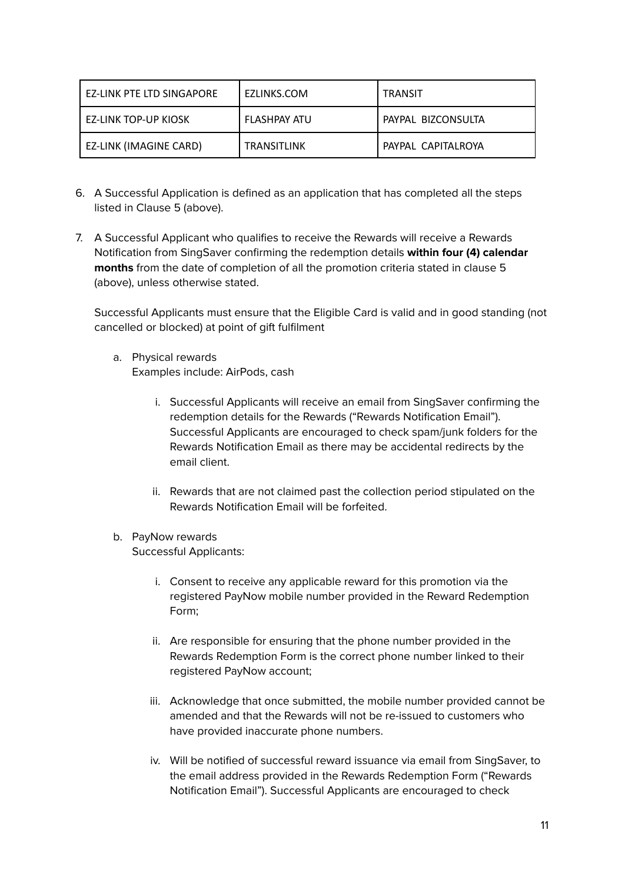| | | |
|---|---|---|
| EZ-LINK PTE LTD SINGAPORE | EZLINKS.COM | TRANSIT |
| EZ-LINK TOP-UP KIOSK | FLASHPAY ATU | PAYPAL BIZCONSULTA |
| EZ-LINK (IMAGINE CARD) | TRANSITLINK | PAYPAL CAPITALROYA |

6. A Successful Application is defined as an application that has completed all the steps listed in Clause 5 (above).

7. A Successful Applicant who qualifies to receive the Rewards will receive a Rewards Notification from SingSaver confirming the redemption details **within four (4) calendar months** from the date of completion of all the promotion criteria stated in clause 5 (above), unless otherwise stated.

   Successful Applicants must ensure that the Eligible Card is valid and in good standing (not cancelled or blocked) at point of gift fulfilment

   a. Physical rewards
      Examples include: AirPods, cash

      i. Successful Applicants will receive an email from SingSaver confirming the redemption details for the Rewards ("Rewards Notification Email"). Successful Applicants are encouraged to check spam/junk folders for the Rewards Notification Email as there may be accidental redirects by the email client.

      ii. Rewards that are not claimed past the collection period stipulated on the Rewards Notification Email will be forfeited.

   b. PayNow rewards
      Successful Applicants:

      i. Consent to receive any applicable reward for this promotion via the registered PayNow mobile number provided in the Reward Redemption Form;

      ii. Are responsible for ensuring that the phone number provided in the Rewards Redemption Form is the correct phone number linked to their registered PayNow account;

      iii. Acknowledge that once submitted, the mobile number provided cannot be amended and that the Rewards will not be re-issued to customers who have provided inaccurate phone numbers.

      iv. Will be notified of successful reward issuance via email from SingSaver, to the email address provided in the Rewards Redemption Form ("Rewards Notification Email"). Successful Applicants are encouraged to check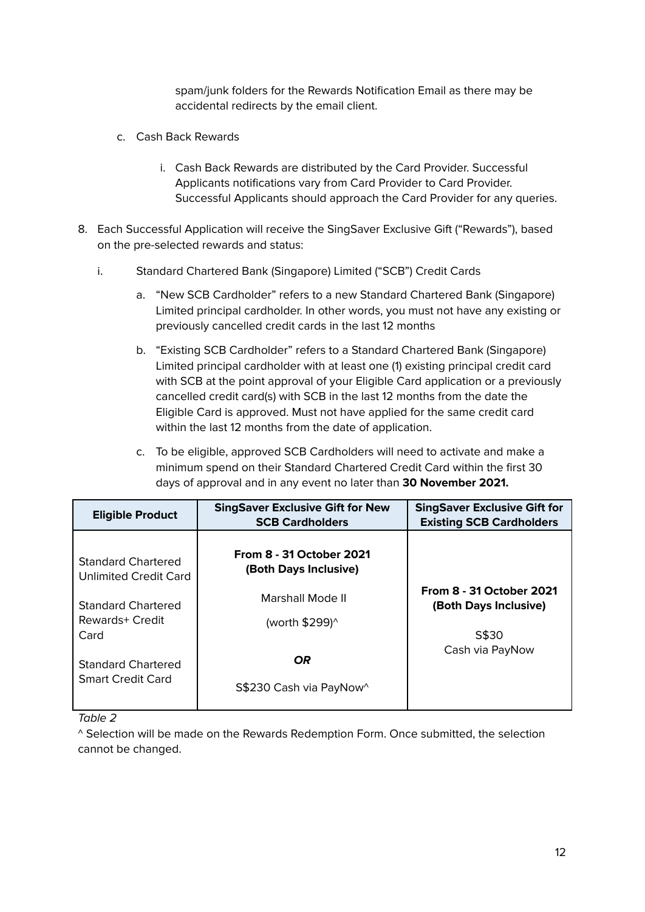spam/junk folders for the Rewards Notification Email as there may be accidental redirects by the email client.

c. Cash Back Rewards

   i. Cash Back Rewards are distributed by the Card Provider. Successful Applicants notifications vary from Card Provider to Card Provider. Successful Applicants should approach the Card Provider for any queries.

8. Each Successful Application will receive the SingSaver Exclusive Gift ("Rewards"), based on the pre-selected rewards and status:

   i. Standard Chartered Bank (Singapore) Limited ("SCB") Credit Cards

      a. "New SCB Cardholder" refers to a new Standard Chartered Bank (Singapore) Limited principal cardholder. In other words, you must not have any existing or previously cancelled credit cards in the last 12 months

      b. "Existing SCB Cardholder" refers to a Standard Chartered Bank (Singapore) Limited principal cardholder with at least one (1) existing principal credit card with SCB at the point approval of your Eligible Card application or a previously cancelled credit card(s) with SCB in the last 12 months from the date the Eligible Card is approved. Must not have applied for the same credit card within the last 12 months from the date of application.

      c. To be eligible, approved SCB Cardholders will need to activate and make a minimum spend on their Standard Chartered Credit Card within the first 30 days of approval and in any event no later than **30 November 2021.**

| Eligible Product | SingSaver Exclusive Gift for New SCB Cardholders | SingSaver Exclusive Gift for Existing SCB Cardholders |
|---|---|---|
| Standard Chartered Unlimited Credit Card<br><br>Standard Chartered Rewards+ Credit Card<br><br>Standard Chartered Smart Credit Card | **From 8 - 31 October 2021 (Both Days Inclusive)**<br><br>Marshall Mode II<br>(worth $299)^<br><br>***OR***<br><br>S$230 Cash via PayNow^ | **From 8 - 31 October 2021 (Both Days Inclusive)**<br><br>S$30<br>Cash via PayNow |

*Table 2*

^ Selection will be made on the Rewards Redemption Form. Once submitted, the selection cannot be changed.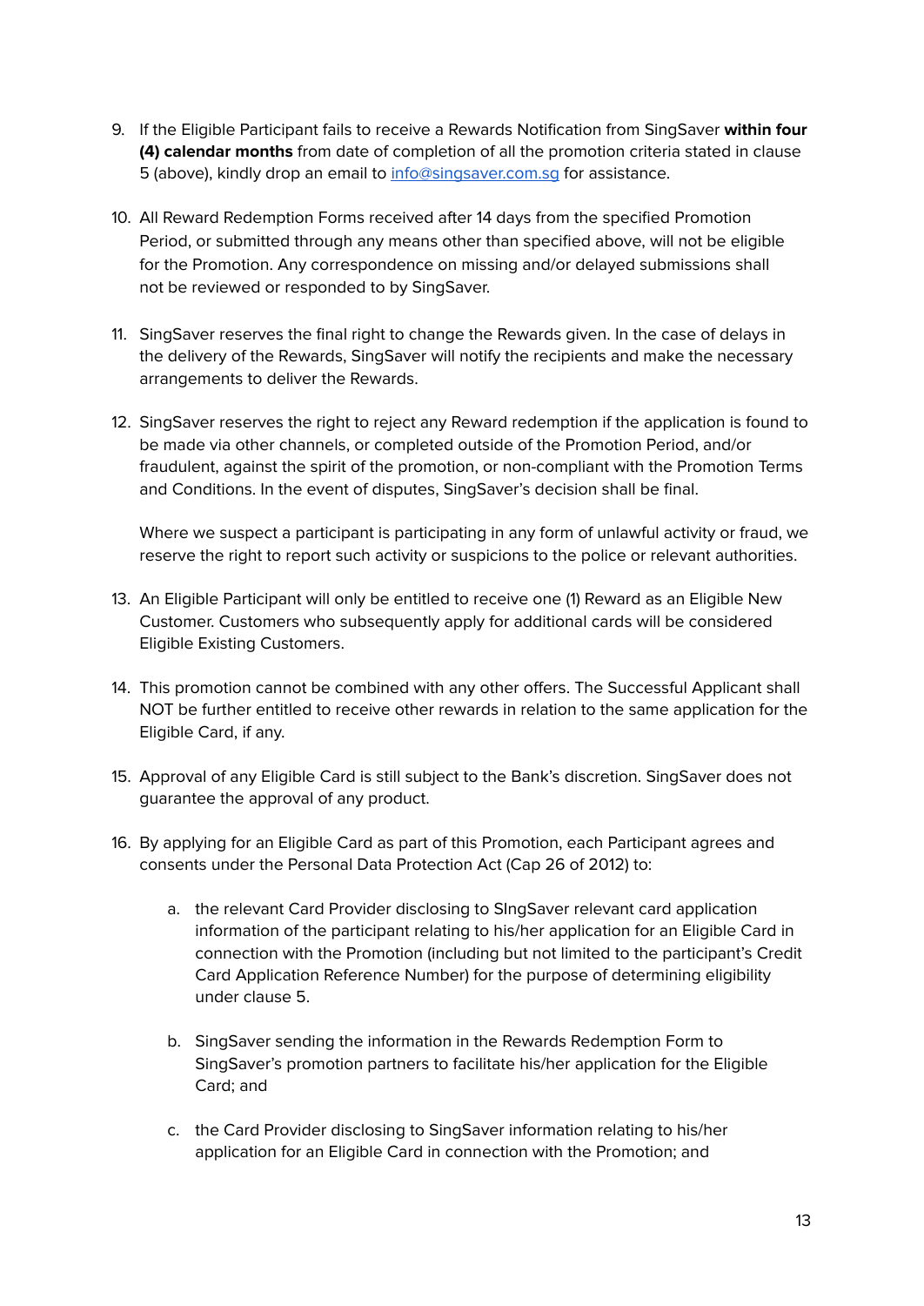9. If the Eligible Participant fails to receive a Rewards Notification from SingSaver **within four (4) calendar months** from date of completion of all the promotion criteria stated in clause 5 (above), kindly drop an email to info@singsaver.com.sg for assistance.

10. All Reward Redemption Forms received after 14 days from the specified Promotion Period, or submitted through any means other than specified above, will not be eligible for the Promotion. Any correspondence on missing and/or delayed submissions shall not be reviewed or responded to by SingSaver.

11. SingSaver reserves the final right to change the Rewards given. In the case of delays in the delivery of the Rewards, SingSaver will notify the recipients and make the necessary arrangements to deliver the Rewards.

12. SingSaver reserves the right to reject any Reward redemption if the application is found to be made via other channels, or completed outside of the Promotion Period, and/or fraudulent, against the spirit of the promotion, or non-compliant with the Promotion Terms and Conditions. In the event of disputes, SingSaver's decision shall be final.

    Where we suspect a participant is participating in any form of unlawful activity or fraud, we reserve the right to report such activity or suspicions to the police or relevant authorities.

13. An Eligible Participant will only be entitled to receive one (1) Reward as an Eligible New Customer. Customers who subsequently apply for additional cards will be considered Eligible Existing Customers.

14. This promotion cannot be combined with any other offers. The Successful Applicant shall NOT be further entitled to receive other rewards in relation to the same application for the Eligible Card, if any.

15. Approval of any Eligible Card is still subject to the Bank's discretion. SingSaver does not guarantee the approval of any product.

16. By applying for an Eligible Card as part of this Promotion, each Participant agrees and consents under the Personal Data Protection Act (Cap 26 of 2012) to:

    a. the relevant Card Provider disclosing to SIngSaver relevant card application information of the participant relating to his/her application for an Eligible Card in connection with the Promotion (including but not limited to the participant's Credit Card Application Reference Number) for the purpose of determining eligibility under clause 5.

    b. SingSaver sending the information in the Rewards Redemption Form to SingSaver's promotion partners to facilitate his/her application for the Eligible Card; and

    c. the Card Provider disclosing to SingSaver information relating to his/her application for an Eligible Card in connection with the Promotion; and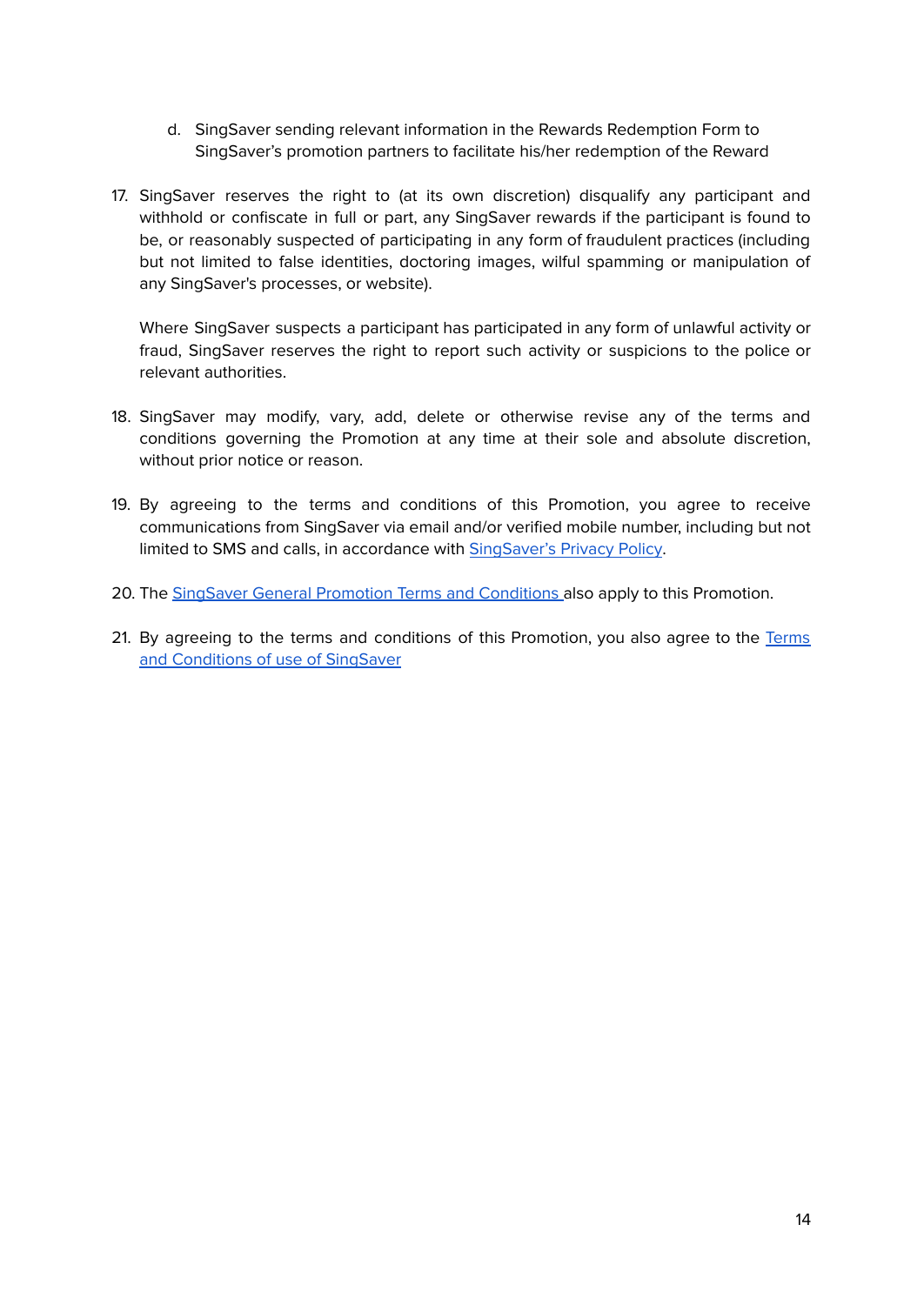d. SingSaver sending relevant information in the Rewards Redemption Form to SingSaver's promotion partners to facilitate his/her redemption of the Reward

17. SingSaver reserves the right to (at its own discretion) disqualify any participant and withhold or confiscate in full or part, any SingSaver rewards if the participant is found to be, or reasonably suspected of participating in any form of fraudulent practices (including but not limited to false identities, doctoring images, wilful spamming or manipulation of any SingSaver's processes, or website).

    Where SingSaver suspects a participant has participated in any form of unlawful activity or fraud, SingSaver reserves the right to report such activity or suspicions to the police or relevant authorities.

18. SingSaver may modify, vary, add, delete or otherwise revise any of the terms and conditions governing the Promotion at any time at their sole and absolute discretion, without prior notice or reason.

19. By agreeing to the terms and conditions of this Promotion, you agree to receive communications from SingSaver via email and/or verified mobile number, including but not limited to SMS and calls, in accordance with SingSaver's Privacy Policy.

20. The SingSaver General Promotion Terms and Conditions also apply to this Promotion.

21. By agreeing to the terms and conditions of this Promotion, you also agree to the Terms and Conditions of use of SingSaver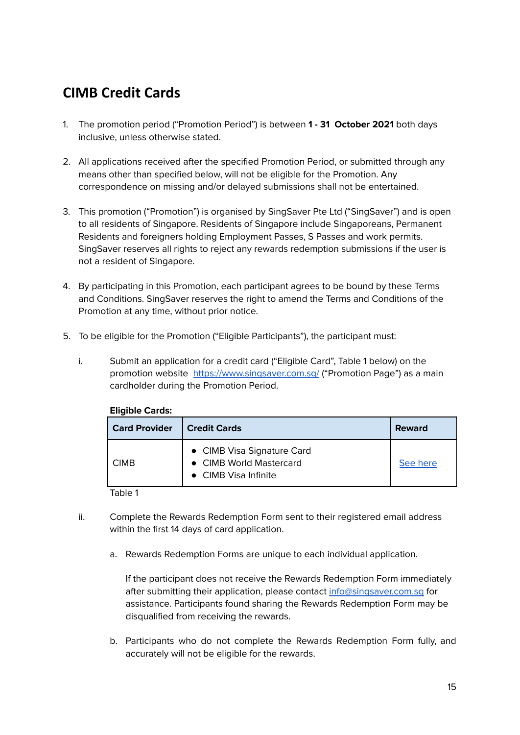# CIMB Credit Cards

1. The promotion period ("Promotion Period") is between **1 - 31 October 2021** both days inclusive, unless otherwise stated.

2. All applications received after the specified Promotion Period, or submitted through any means other than specified below, will not be eligible for the Promotion. Any correspondence on missing and/or delayed submissions shall not be entertained.

3. This promotion ("Promotion") is organised by SingSaver Pte Ltd ("SingSaver") and is open to all residents of Singapore. Residents of Singapore include Singaporeans, Permanent Residents and foreigners holding Employment Passes, S Passes and work permits. SingSaver reserves all rights to reject any rewards redemption submissions if the user is not a resident of Singapore.

4. By participating in this Promotion, each participant agrees to be bound by these Terms and Conditions. SingSaver reserves the right to amend the Terms and Conditions of the Promotion at any time, without prior notice.

5. To be eligible for the Promotion ("Eligible Participants"), the participant must:

   i. Submit an application for a credit card ("Eligible Card", Table 1 below) on the promotion website [https://www.singsaver.com.sg/](https://www.singsaver.com.sg/) ("Promotion Page") as a main cardholder during the Promotion Period.

   **Eligible Cards:**

   | Card Provider | Credit Cards | Reward |
   |---|---|---|
   | CIMB | • CIMB Visa Signature Card<br>• CIMB World Mastercard<br>• CIMB Visa Infinite | See here |

   Table 1

   ii. Complete the Rewards Redemption Form sent to their registered email address within the first 14 days of card application.

      a. Rewards Redemption Forms are unique to each individual application.

         If the participant does not receive the Rewards Redemption Form immediately after submitting their application, please contact info@singsaver.com.sg for assistance. Participants found sharing the Rewards Redemption Form may be disqualified from receiving the rewards.

      b. Participants who do not complete the Rewards Redemption Form fully, and accurately will not be eligible for the rewards.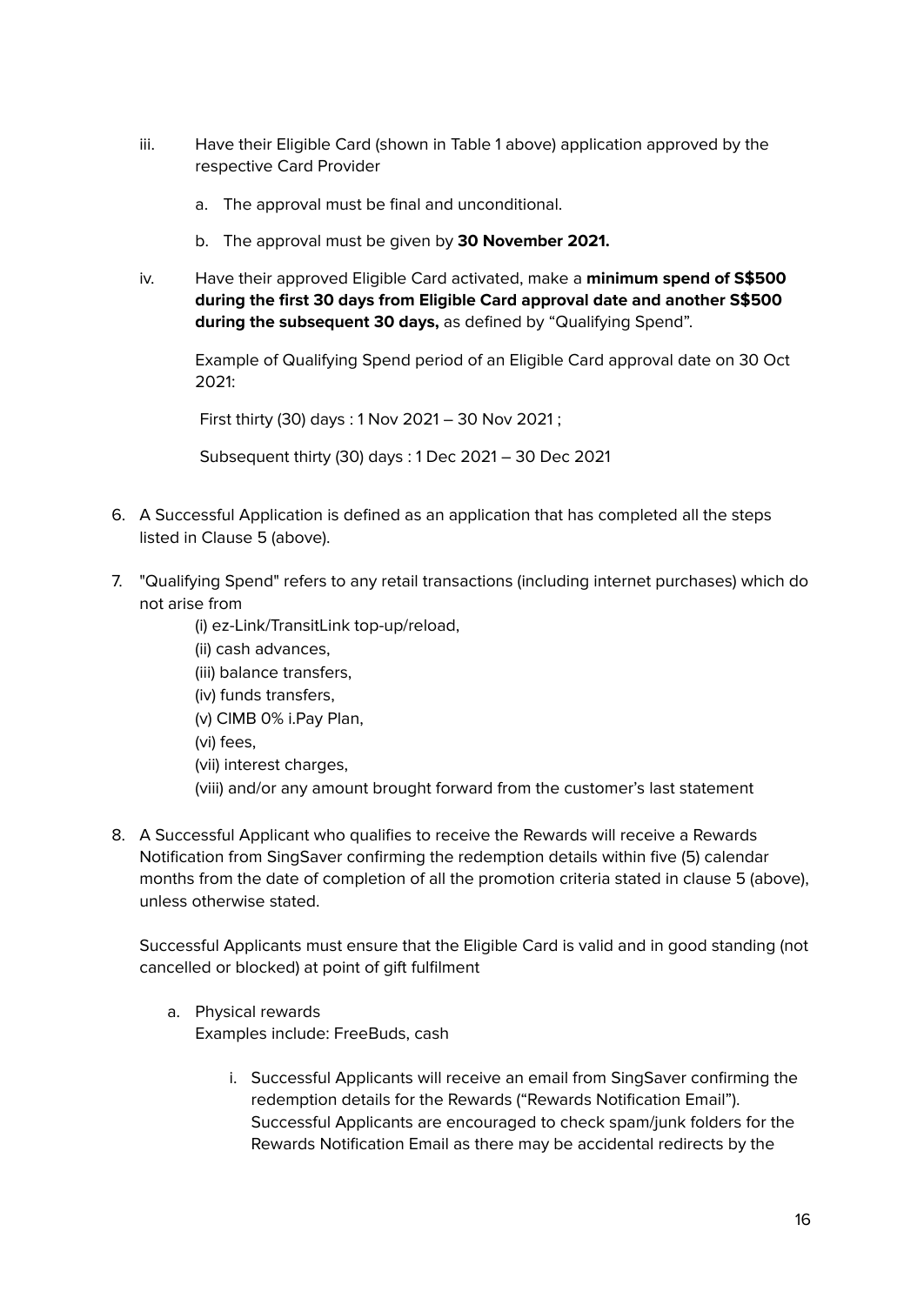iii. Have their Eligible Card (shown in Table 1 above) application approved by the respective Card Provider

   a. The approval must be final and unconditional.

   b. The approval must be given by **30 November 2021.**

iv. Have their approved Eligible Card activated, make a **minimum spend of S$500 during the first 30 days from Eligible Card approval date and another S$500 during the subsequent 30 days,** as defined by "Qualifying Spend".

   Example of Qualifying Spend period of an Eligible Card approval date on 30 Oct 2021:

   First thirty (30) days : 1 Nov 2021 – 30 Nov 2021 ;

   Subsequent thirty (30) days : 1 Dec 2021 – 30 Dec 2021

6. A Successful Application is defined as an application that has completed all the steps listed in Clause 5 (above).

7. "Qualifying Spend" refers to any retail transactions (including internet purchases) which do not arise from

   (i) ez-Link/TransitLink top-up/reload,
   (ii) cash advances,
   (iii) balance transfers,
   (iv) funds transfers,
   (v) CIMB 0% i.Pay Plan,
   (vi) fees,
   (vii) interest charges,
   (viii) and/or any amount brought forward from the customer's last statement

8. A Successful Applicant who qualifies to receive the Rewards will receive a Rewards Notification from SingSaver confirming the redemption details within five (5) calendar months from the date of completion of all the promotion criteria stated in clause 5 (above), unless otherwise stated.

   Successful Applicants must ensure that the Eligible Card is valid and in good standing (not cancelled or blocked) at point of gift fulfilment

   a. Physical rewards
      Examples include: FreeBuds, cash

      i. Successful Applicants will receive an email from SingSaver confirming the redemption details for the Rewards ("Rewards Notification Email"). Successful Applicants are encouraged to check spam/junk folders for the Rewards Notification Email as there may be accidental redirects by the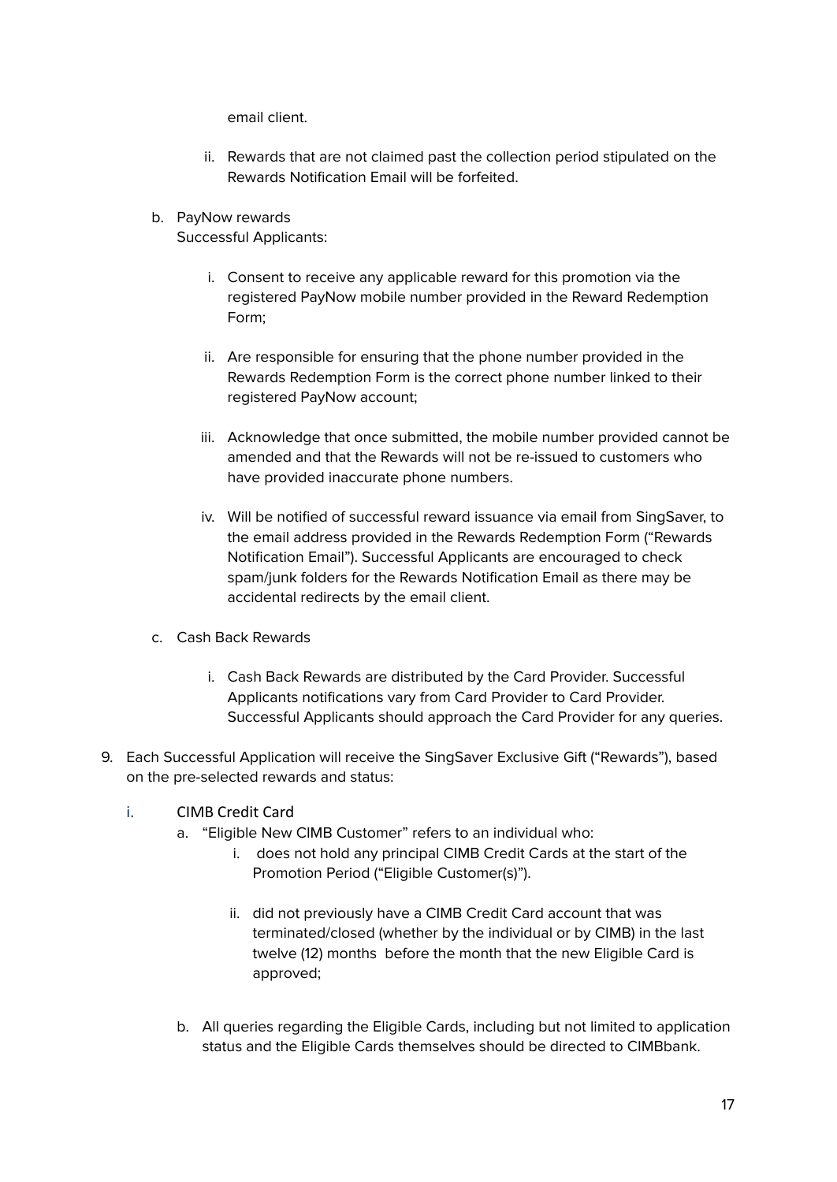email client.

ii. Rewards that are not claimed past the collection period stipulated on the Rewards Notification Email will be forfeited.

b. PayNow rewards
   Successful Applicants:

   i. Consent to receive any applicable reward for this promotion via the registered PayNow mobile number provided in the Reward Redemption Form;

   ii. Are responsible for ensuring that the phone number provided in the Rewards Redemption Form is the correct phone number linked to their registered PayNow account;

   iii. Acknowledge that once submitted, the mobile number provided cannot be amended and that the Rewards will not be re-issued to customers who have provided inaccurate phone numbers.

   iv. Will be notified of successful reward issuance via email from SingSaver, to the email address provided in the Rewards Redemption Form ("Rewards Notification Email"). Successful Applicants are encouraged to check spam/junk folders for the Rewards Notification Email as there may be accidental redirects by the email client.

c. Cash Back Rewards

   i. Cash Back Rewards are distributed by the Card Provider. Successful Applicants notifications vary from Card Provider to Card Provider. Successful Applicants should approach the Card Provider for any queries.

9. Each Successful Application will receive the SingSaver Exclusive Gift ("Rewards"), based on the pre-selected rewards and status:

   i. CIMB Credit Card

      a. "Eligible New CIMB Customer" refers to an individual who:

         i. does not hold any principal CIMB Credit Cards at the start of the Promotion Period ("Eligible Customer(s)").

         ii. did not previously have a CIMB Credit Card account that was terminated/closed (whether by the individual or by CIMB) in the last twelve (12) months before the month that the new Eligible Card is approved;

      b. All queries regarding the Eligible Cards, including but not limited to application status and the Eligible Cards themselves should be directed to CIMBbank.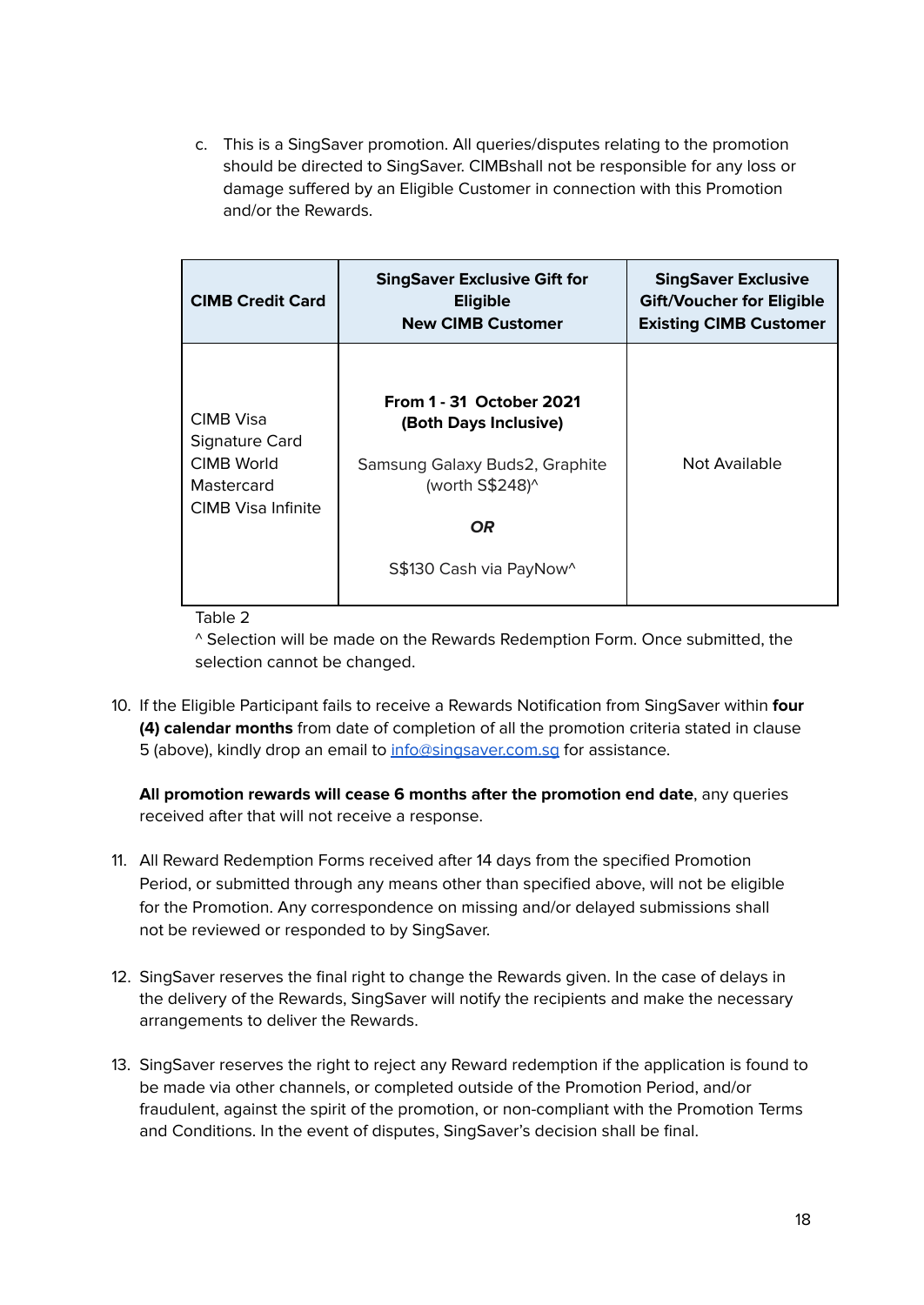c. This is a SingSaver promotion. All queries/disputes relating to the promotion should be directed to SingSaver. CIMBshall not be responsible for any loss or damage suffered by an Eligible Customer in connection with this Promotion and/or the Rewards.

| CIMB Credit Card | SingSaver Exclusive Gift for Eligible New CIMB Customer | SingSaver Exclusive Gift/Voucher for Eligible Existing CIMB Customer |
|---|---|---|
| CIMB Visa Signature Card<br>CIMB World Mastercard<br>CIMB Visa Infinite | **From 1 - 31 October 2021 (Both Days Inclusive)**<br><br>Samsung Galaxy Buds2, Graphite (worth S$248)^<br><br>***OR***<br><br>S$130 Cash via PayNow^ | Not Available |

Table 2

^ Selection will be made on the Rewards Redemption Form. Once submitted, the selection cannot be changed.

10. If the Eligible Participant fails to receive a Rewards Notification from SingSaver within **four (4) calendar months** from date of completion of all the promotion criteria stated in clause 5 (above), kindly drop an email to info@singsaver.com.sg for assistance.

    **All promotion rewards will cease 6 months after the promotion end date**, any queries received after that will not receive a response.

11. All Reward Redemption Forms received after 14 days from the specified Promotion Period, or submitted through any means other than specified above, will not be eligible for the Promotion. Any correspondence on missing and/or delayed submissions shall not be reviewed or responded to by SingSaver.

12. SingSaver reserves the final right to change the Rewards given. In the case of delays in the delivery of the Rewards, SingSaver will notify the recipients and make the necessary arrangements to deliver the Rewards.

13. SingSaver reserves the right to reject any Reward redemption if the application is found to be made via other channels, or completed outside of the Promotion Period, and/or fraudulent, against the spirit of the promotion, or non-compliant with the Promotion Terms and Conditions. In the event of disputes, SingSaver's decision shall be final.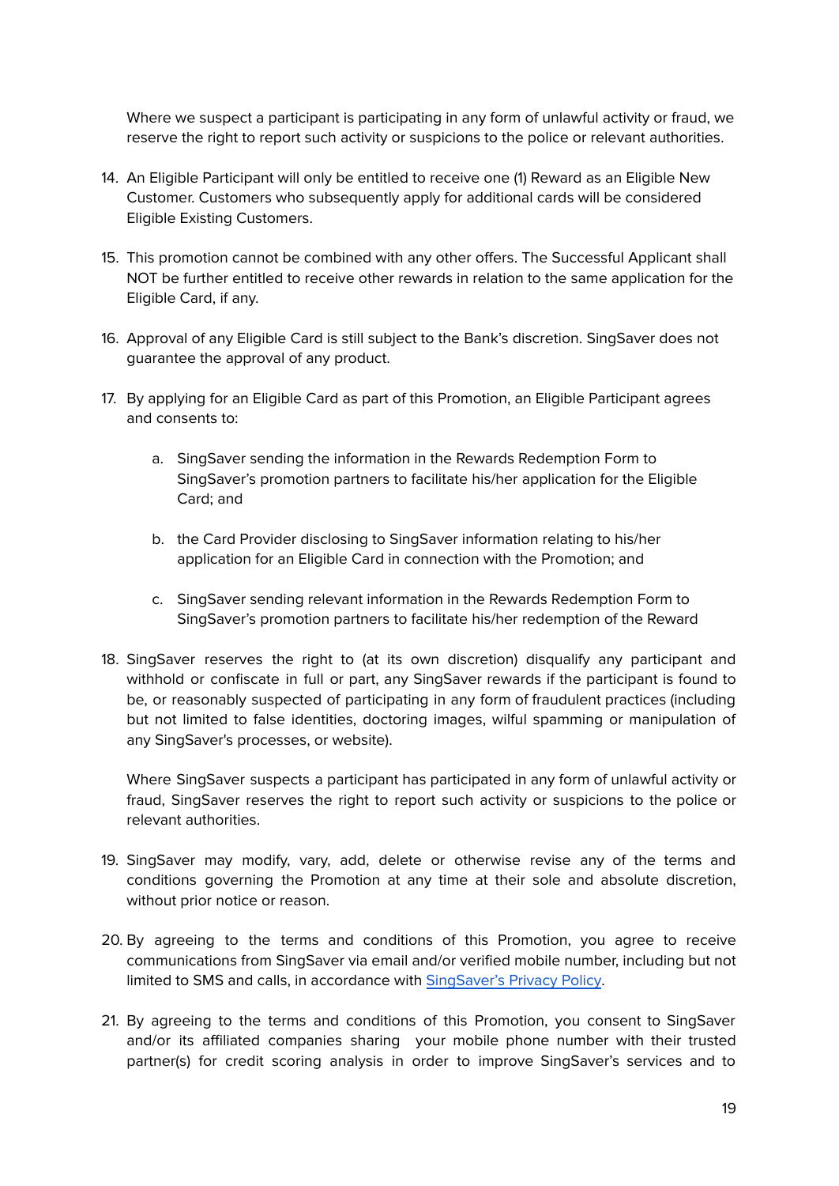Where we suspect a participant is participating in any form of unlawful activity or fraud, we reserve the right to report such activity or suspicions to the police or relevant authorities.

14. An Eligible Participant will only be entitled to receive one (1) Reward as an Eligible New Customer. Customers who subsequently apply for additional cards will be considered Eligible Existing Customers.

15. This promotion cannot be combined with any other offers. The Successful Applicant shall NOT be further entitled to receive other rewards in relation to the same application for the Eligible Card, if any.

16. Approval of any Eligible Card is still subject to the Bank's discretion. SingSaver does not guarantee the approval of any product.

17. By applying for an Eligible Card as part of this Promotion, an Eligible Participant agrees and consents to:

    a. SingSaver sending the information in the Rewards Redemption Form to SingSaver's promotion partners to facilitate his/her application for the Eligible Card; and

    b. the Card Provider disclosing to SingSaver information relating to his/her application for an Eligible Card in connection with the Promotion; and

    c. SingSaver sending relevant information in the Rewards Redemption Form to SingSaver's promotion partners to facilitate his/her redemption of the Reward

18. SingSaver reserves the right to (at its own discretion) disqualify any participant and withhold or confiscate in full or part, any SingSaver rewards if the participant is found to be, or reasonably suspected of participating in any form of fraudulent practices (including but not limited to false identities, doctoring images, wilful spamming or manipulation of any SingSaver's processes, or website).

    Where SingSaver suspects a participant has participated in any form of unlawful activity or fraud, SingSaver reserves the right to report such activity or suspicions to the police or relevant authorities.

19. SingSaver may modify, vary, add, delete or otherwise revise any of the terms and conditions governing the Promotion at any time at their sole and absolute discretion, without prior notice or reason.

20. By agreeing to the terms and conditions of this Promotion, you agree to receive communications from SingSaver via email and/or verified mobile number, including but not limited to SMS and calls, in accordance with SingSaver's Privacy Policy.

21. By agreeing to the terms and conditions of this Promotion, you consent to SingSaver and/or its affiliated companies sharing your mobile phone number with their trusted partner(s) for credit scoring analysis in order to improve SingSaver's services and to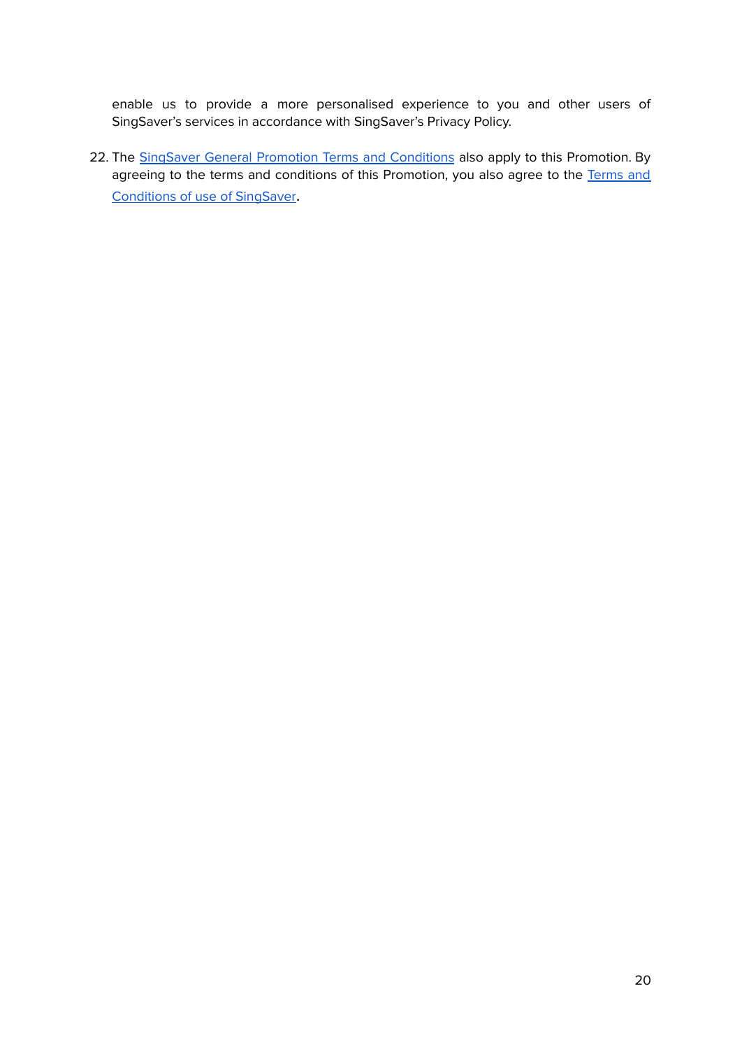enable us to provide a more personalised experience to you and other users of SingSaver's services in accordance with SingSaver's Privacy Policy.

22. The SingSaver General Promotion Terms and Conditions also apply to this Promotion. By agreeing to the terms and conditions of this Promotion, you also agree to the Terms and Conditions of use of SingSaver.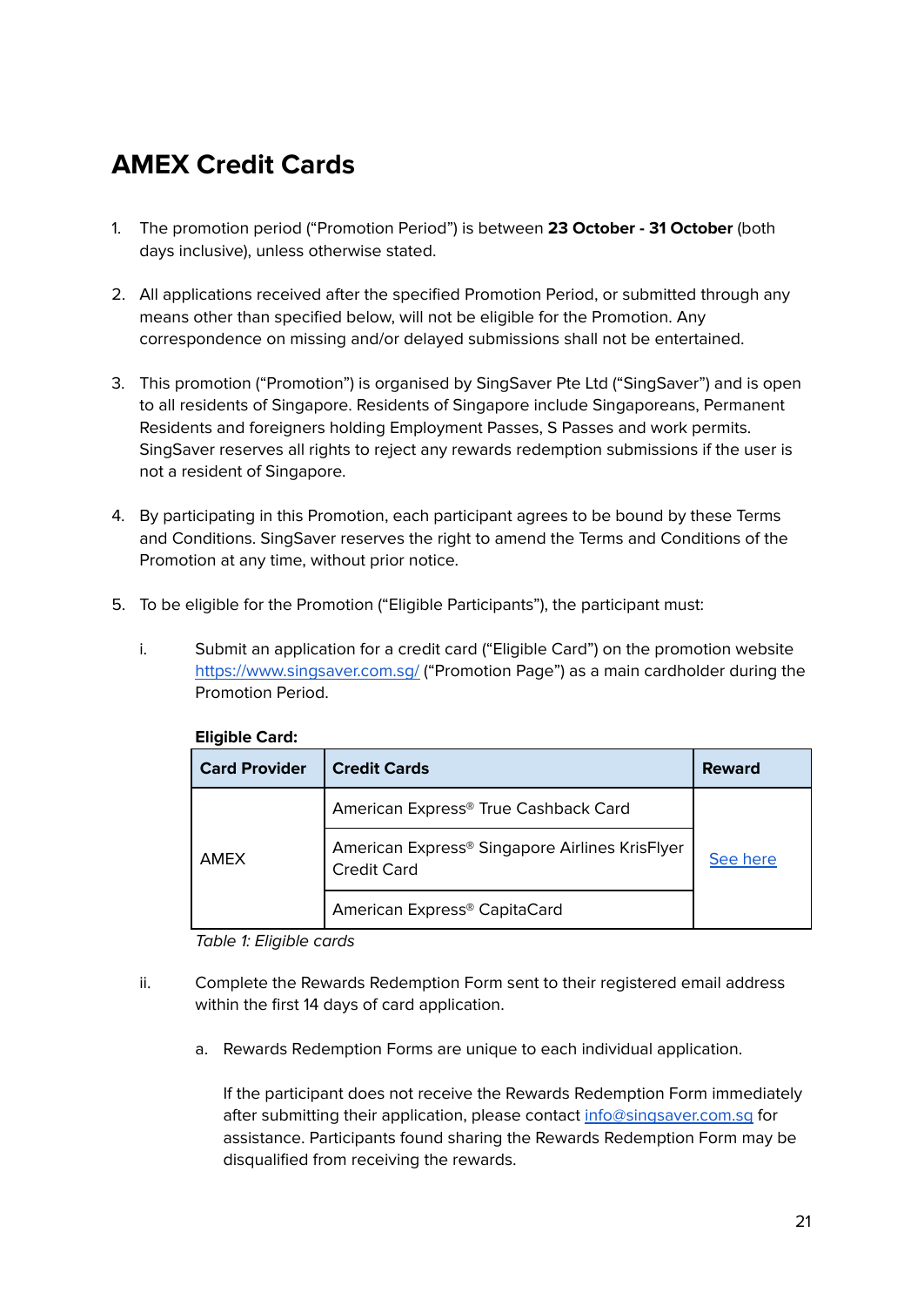# AMEX Credit Cards

1. The promotion period ("Promotion Period") is between **23 October - 31 October** (both days inclusive), unless otherwise stated.

2. All applications received after the specified Promotion Period, or submitted through any means other than specified below, will not be eligible for the Promotion. Any correspondence on missing and/or delayed submissions shall not be entertained.

3. This promotion ("Promotion") is organised by SingSaver Pte Ltd ("SingSaver") and is open to all residents of Singapore. Residents of Singapore include Singaporeans, Permanent Residents and foreigners holding Employment Passes, S Passes and work permits. SingSaver reserves all rights to reject any rewards redemption submissions if the user is not a resident of Singapore.

4. By participating in this Promotion, each participant agrees to be bound by these Terms and Conditions. SingSaver reserves the right to amend the Terms and Conditions of the Promotion at any time, without prior notice.

5. To be eligible for the Promotion ("Eligible Participants"), the participant must:

    i. Submit an application for a credit card ("Eligible Card") on the promotion website [https://www.singsaver.com.sg/](https://www.singsaver.com.sg/) ("Promotion Page") as a main cardholder during the Promotion Period.

    **Eligible Card:**

    | Card Provider | Credit Cards | Reward |
    |---|---|---|
    | AMEX | American Express® True Cashback Card | See here |
    | | American Express® Singapore Airlines KrisFlyer Credit Card | |
    | | American Express® CapitaCard | |

    *Table 1: Eligible cards*

    ii. Complete the Rewards Redemption Form sent to their registered email address within the first 14 days of card application.

    a. Rewards Redemption Forms are unique to each individual application.

    If the participant does not receive the Rewards Redemption Form immediately after submitting their application, please contact [info@singsaver.com.sg](mailto:info@singsaver.com.sg) for assistance. Participants found sharing the Rewards Redemption Form may be disqualified from receiving the rewards.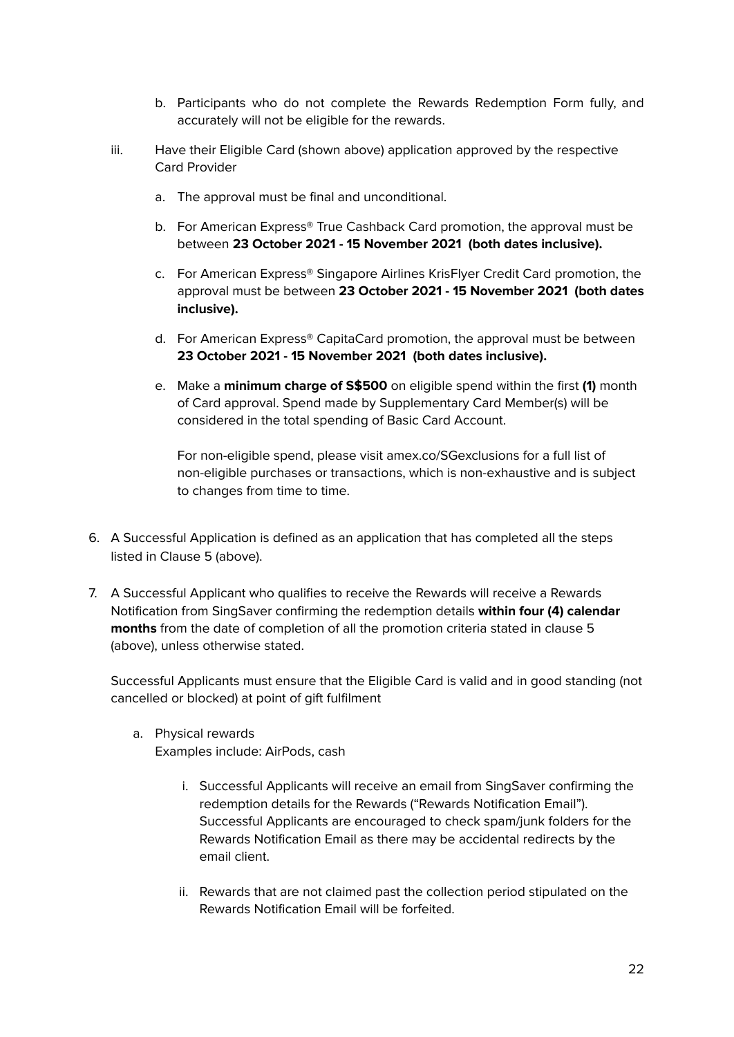b. Participants who do not complete the Rewards Redemption Form fully, and accurately will not be eligible for the rewards.

iii. Have their Eligible Card (shown above) application approved by the respective Card Provider

a. The approval must be final and unconditional.

b. For American Express® True Cashback Card promotion, the approval must be between **23 October 2021 - 15 November 2021 (both dates inclusive).**

c. For American Express® Singapore Airlines KrisFlyer Credit Card promotion, the approval must be between **23 October 2021 - 15 November 2021 (both dates inclusive).**

d. For American Express® CapitaCard promotion, the approval must be between **23 October 2021 - 15 November 2021 (both dates inclusive).**

e. Make a **minimum charge of S$500** on eligible spend within the first **(1)** month of Card approval. Spend made by Supplementary Card Member(s) will be considered in the total spending of Basic Card Account.

For non-eligible spend, please visit amex.co/SGexclusions for a full list of non-eligible purchases or transactions, which is non-exhaustive and is subject to changes from time to time.

6. A Successful Application is defined as an application that has completed all the steps listed in Clause 5 (above).

7. A Successful Applicant who qualifies to receive the Rewards will receive a Rewards Notification from SingSaver confirming the redemption details **within four (4) calendar months** from the date of completion of all the promotion criteria stated in clause 5 (above), unless otherwise stated.

Successful Applicants must ensure that the Eligible Card is valid and in good standing (not cancelled or blocked) at point of gift fulfilment

a. Physical rewards
Examples include: AirPods, cash

i. Successful Applicants will receive an email from SingSaver confirming the redemption details for the Rewards ("Rewards Notification Email"). Successful Applicants are encouraged to check spam/junk folders for the Rewards Notification Email as there may be accidental redirects by the email client.

ii. Rewards that are not claimed past the collection period stipulated on the Rewards Notification Email will be forfeited.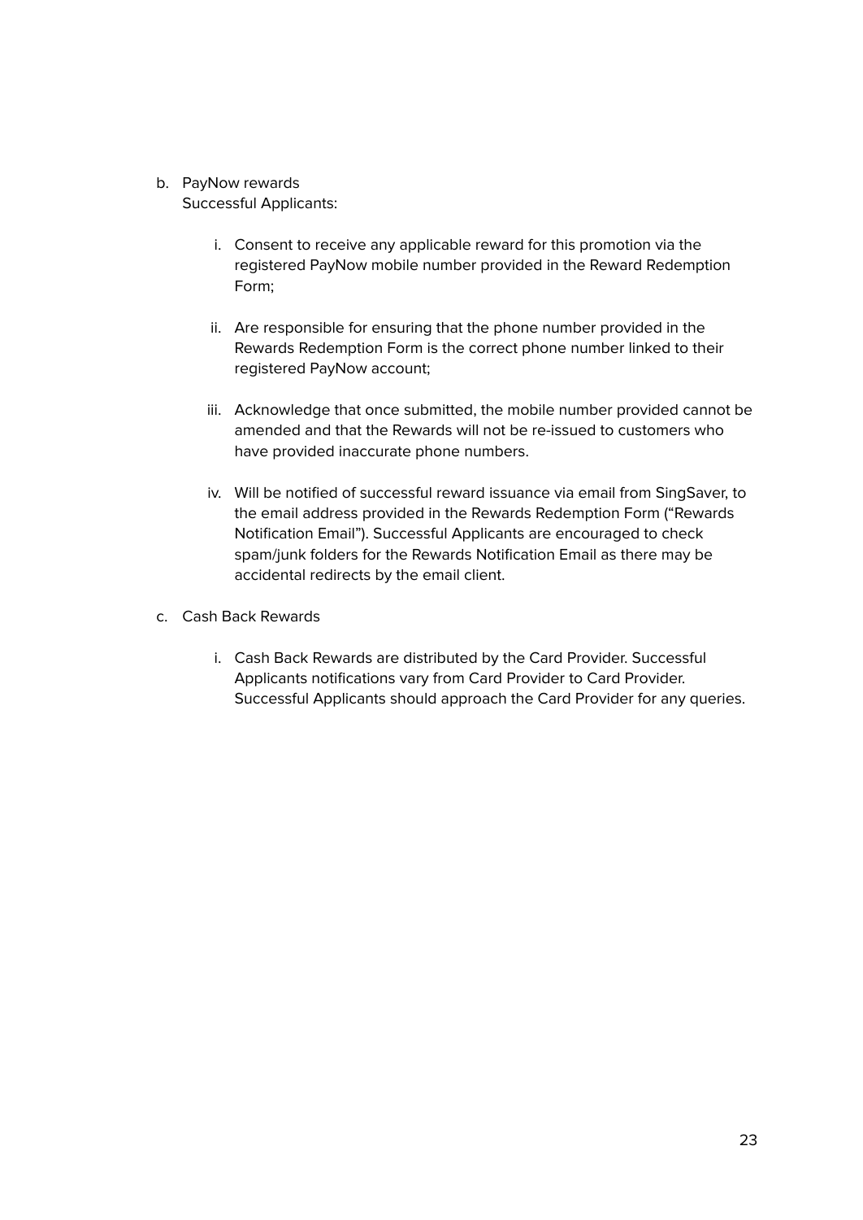b. PayNow rewards
   Successful Applicants:

   i. Consent to receive any applicable reward for this promotion via the registered PayNow mobile number provided in the Reward Redemption Form;

   ii. Are responsible for ensuring that the phone number provided in the Rewards Redemption Form is the correct phone number linked to their registered PayNow account;

   iii. Acknowledge that once submitted, the mobile number provided cannot be amended and that the Rewards will not be re-issued to customers who have provided inaccurate phone numbers.

   iv. Will be notified of successful reward issuance via email from SingSaver, to the email address provided in the Rewards Redemption Form ("Rewards Notification Email"). Successful Applicants are encouraged to check spam/junk folders for the Rewards Notification Email as there may be accidental redirects by the email client.

c. Cash Back Rewards

   i. Cash Back Rewards are distributed by the Card Provider. Successful Applicants notifications vary from Card Provider to Card Provider. Successful Applicants should approach the Card Provider for any queries.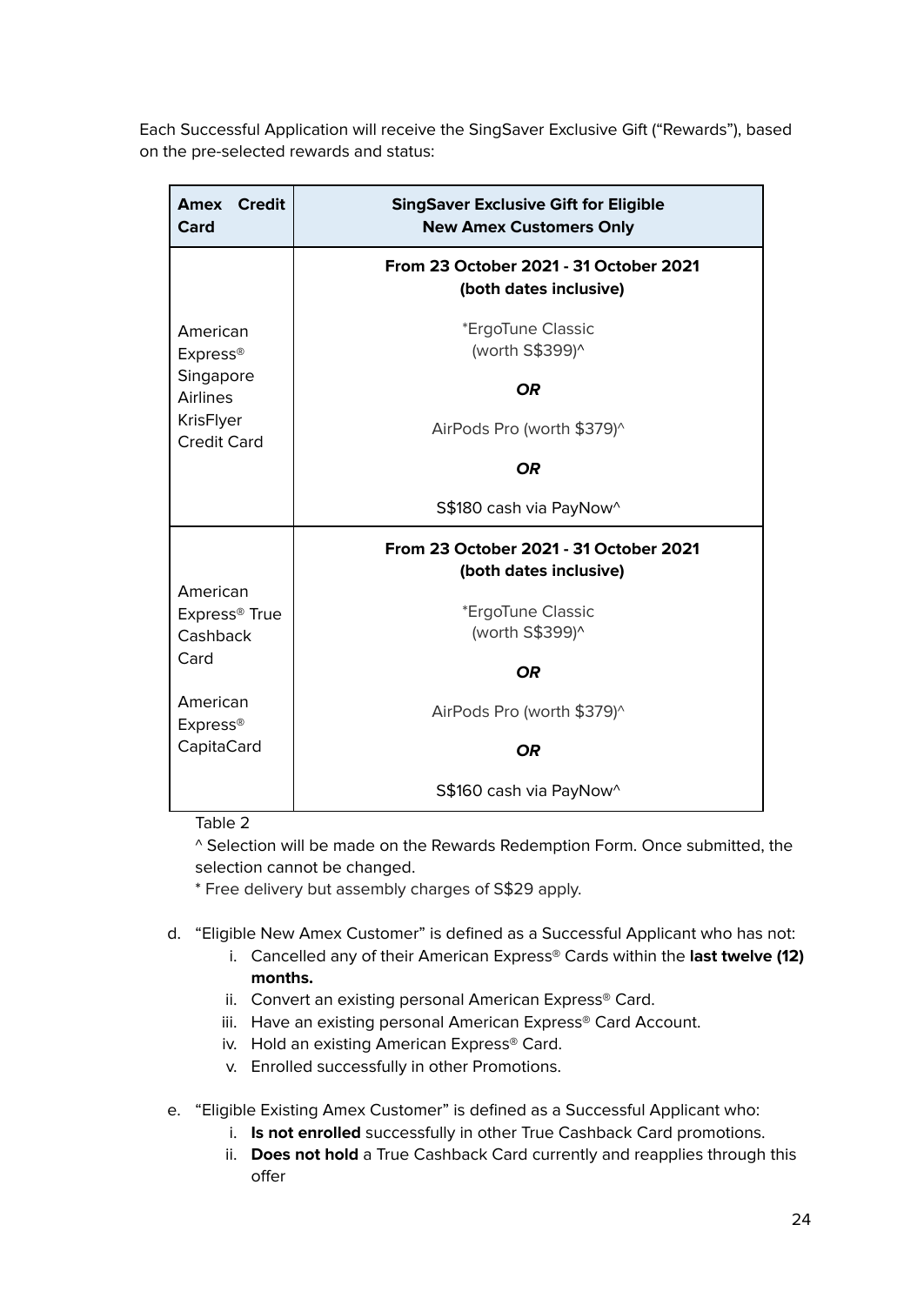Each Successful Application will receive the SingSaver Exclusive Gift ("Rewards"), based on the pre-selected rewards and status:

| **Amex Credit Card** | **SingSaver Exclusive Gift for Eligible New Amex Customers Only** |
|---|---|
| American Express® Singapore Airlines KrisFlyer Credit Card | **From 23 October 2021 - 31 October 2021 (both dates inclusive)**<br><br>*ErgoTune Classic (worth S$399)^<br><br>***OR***<br><br>AirPods Pro (worth $379)^<br><br>***OR***<br><br>S$180 cash via PayNow^ |
| American Express® True Cashback Card<br><br>American Express® CapitaCard | **From 23 October 2021 - 31 October 2021 (both dates inclusive)**<br><br>*ErgoTune Classic (worth S$399)^<br><br>***OR***<br><br>AirPods Pro (worth $379)^<br><br>***OR***<br><br>S$160 cash via PayNow^ |

Table 2

^ Selection will be made on the Rewards Redemption Form. Once submitted, the selection cannot be changed.

* Free delivery but assembly charges of S$29 apply.

d. "Eligible New Amex Customer" is defined as a Successful Applicant who has not:
   i. Cancelled any of their American Express® Cards within the **last twelve (12) months.**
   ii. Convert an existing personal American Express® Card.
   iii. Have an existing personal American Express® Card Account.
   iv. Hold an existing American Express® Card.
   v. Enrolled successfully in other Promotions.

e. "Eligible Existing Amex Customer" is defined as a Successful Applicant who:
   i. **Is not enrolled** successfully in other True Cashback Card promotions.
   ii. **Does not hold** a True Cashback Card currently and reapplies through this offer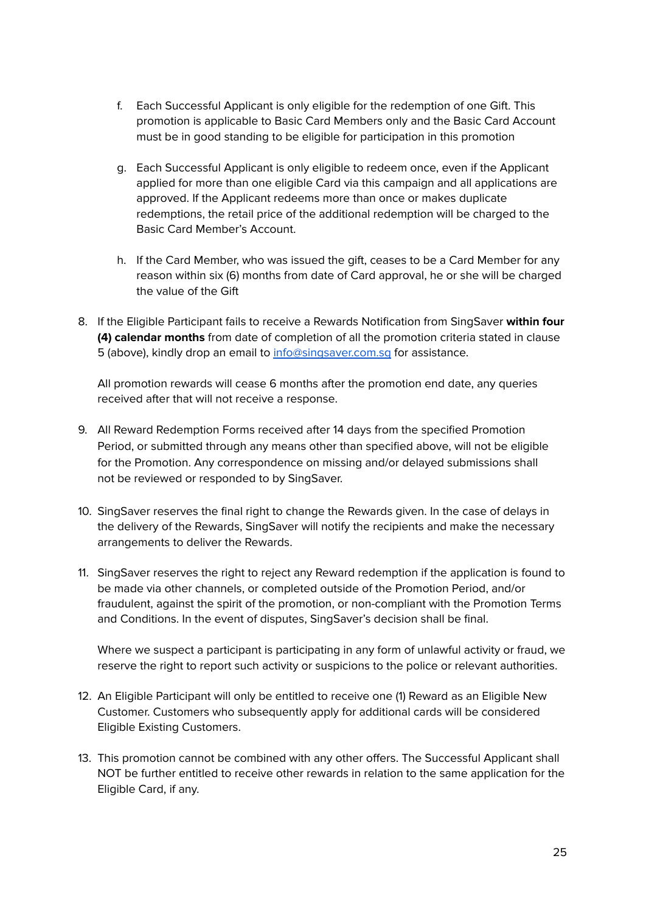f. Each Successful Applicant is only eligible for the redemption of one Gift. This promotion is applicable to Basic Card Members only and the Basic Card Account must be in good standing to be eligible for participation in this promotion

g. Each Successful Applicant is only eligible to redeem once, even if the Applicant applied for more than one eligible Card via this campaign and all applications are approved. If the Applicant redeems more than once or makes duplicate redemptions, the retail price of the additional redemption will be charged to the Basic Card Member's Account.

h. If the Card Member, who was issued the gift, ceases to be a Card Member for any reason within six (6) months from date of Card approval, he or she will be charged the value of the Gift

8. If the Eligible Participant fails to receive a Rewards Notification from SingSaver **within four (4) calendar months** from date of completion of all the promotion criteria stated in clause 5 (above), kindly drop an email to info@singsaver.com.sg for assistance.

   All promotion rewards will cease 6 months after the promotion end date, any queries received after that will not receive a response.

9. All Reward Redemption Forms received after 14 days from the specified Promotion Period, or submitted through any means other than specified above, will not be eligible for the Promotion. Any correspondence on missing and/or delayed submissions shall not be reviewed or responded to by SingSaver.

10. SingSaver reserves the final right to change the Rewards given. In the case of delays in the delivery of the Rewards, SingSaver will notify the recipients and make the necessary arrangements to deliver the Rewards.

11. SingSaver reserves the right to reject any Reward redemption if the application is found to be made via other channels, or completed outside of the Promotion Period, and/or fraudulent, against the spirit of the promotion, or non-compliant with the Promotion Terms and Conditions. In the event of disputes, SingSaver's decision shall be final.

    Where we suspect a participant is participating in any form of unlawful activity or fraud, we reserve the right to report such activity or suspicions to the police or relevant authorities.

12. An Eligible Participant will only be entitled to receive one (1) Reward as an Eligible New Customer. Customers who subsequently apply for additional cards will be considered Eligible Existing Customers.

13. This promotion cannot be combined with any other offers. The Successful Applicant shall NOT be further entitled to receive other rewards in relation to the same application for the Eligible Card, if any.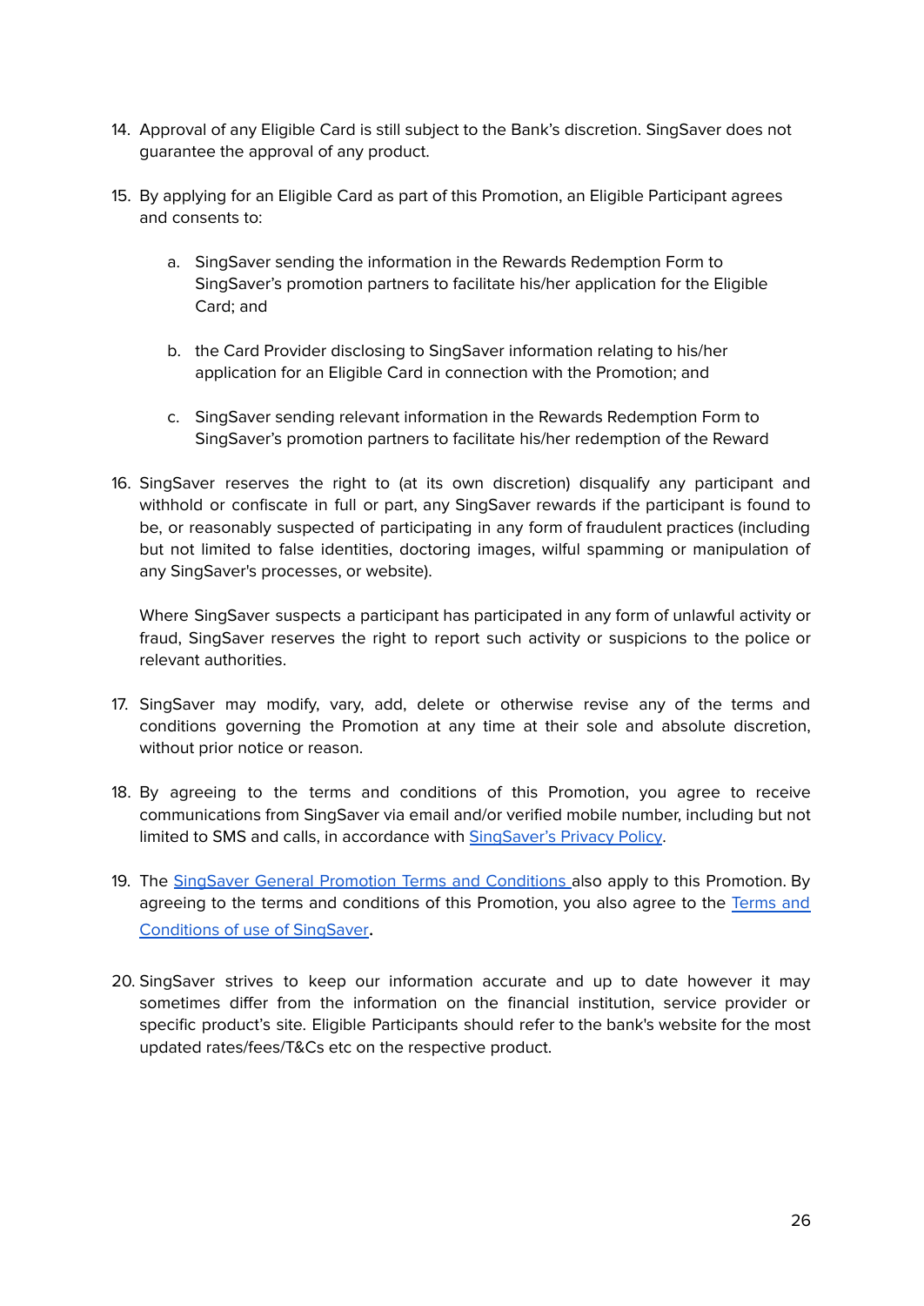14. Approval of any Eligible Card is still subject to the Bank's discretion. SingSaver does not guarantee the approval of any product.

15. By applying for an Eligible Card as part of this Promotion, an Eligible Participant agrees and consents to:

    a. SingSaver sending the information in the Rewards Redemption Form to SingSaver's promotion partners to facilitate his/her application for the Eligible Card; and

    b. the Card Provider disclosing to SingSaver information relating to his/her application for an Eligible Card in connection with the Promotion; and

    c. SingSaver sending relevant information in the Rewards Redemption Form to SingSaver's promotion partners to facilitate his/her redemption of the Reward

16. SingSaver reserves the right to (at its own discretion) disqualify any participant and withhold or confiscate in full or part, any SingSaver rewards if the participant is found to be, or reasonably suspected of participating in any form of fraudulent practices (including but not limited to false identities, doctoring images, wilful spamming or manipulation of any SingSaver's processes, or website).

    Where SingSaver suspects a participant has participated in any form of unlawful activity or fraud, SingSaver reserves the right to report such activity or suspicions to the police or relevant authorities.

17. SingSaver may modify, vary, add, delete or otherwise revise any of the terms and conditions governing the Promotion at any time at their sole and absolute discretion, without prior notice or reason.

18. By agreeing to the terms and conditions of this Promotion, you agree to receive communications from SingSaver via email and/or verified mobile number, including but not limited to SMS and calls, in accordance with SingSaver's Privacy Policy.

19. The SingSaver General Promotion Terms and Conditions also apply to this Promotion. By agreeing to the terms and conditions of this Promotion, you also agree to the Terms and Conditions of use of SingSaver.

20. SingSaver strives to keep our information accurate and up to date however it may sometimes differ from the information on the financial institution, service provider or specific product's site. Eligible Participants should refer to the bank's website for the most updated rates/fees/T&Cs etc on the respective product.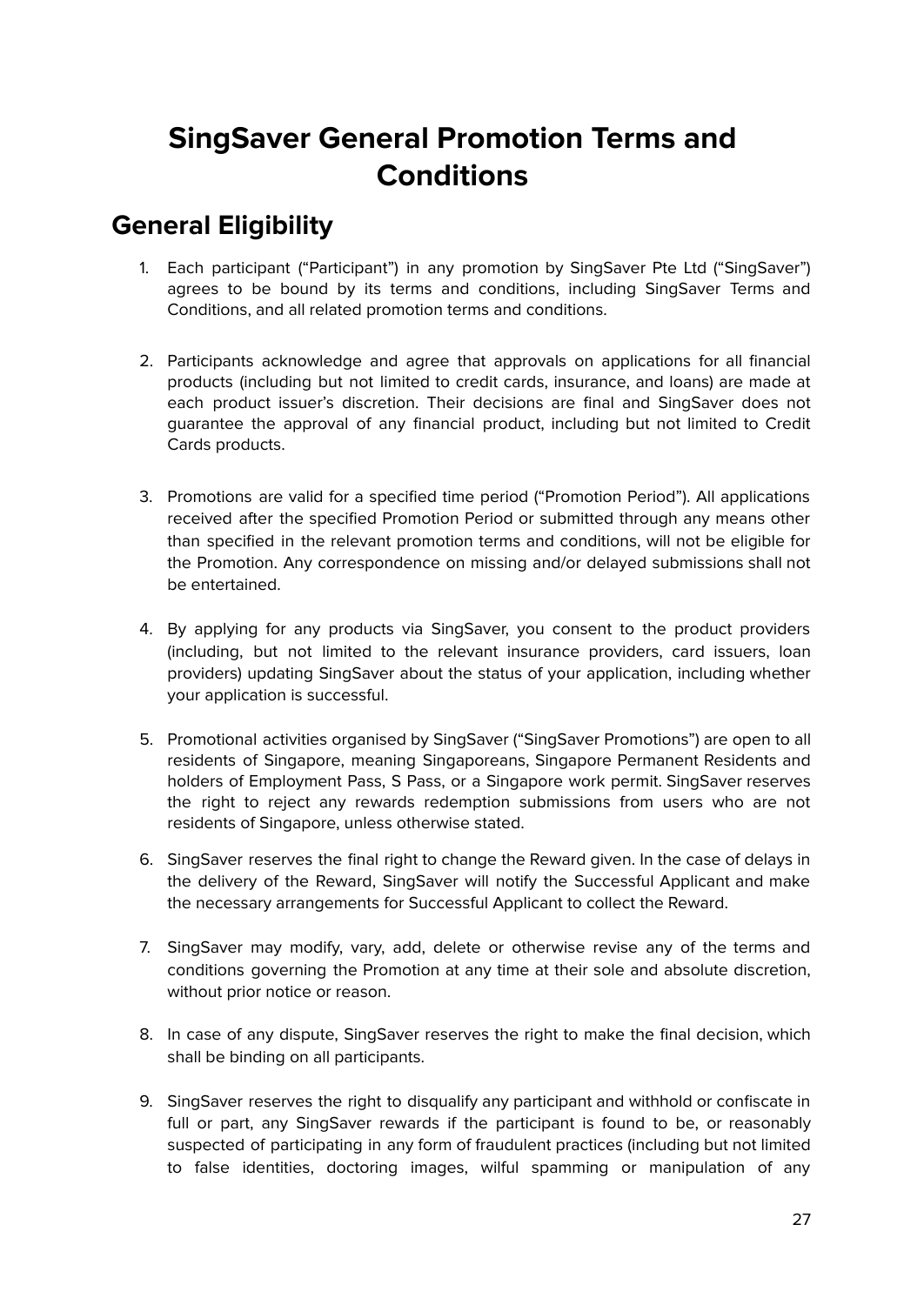# SingSaver General Promotion Terms and Conditions

## General Eligibility

1. Each participant ("Participant") in any promotion by SingSaver Pte Ltd ("SingSaver") agrees to be bound by its terms and conditions, including SingSaver Terms and Conditions, and all related promotion terms and conditions.

2. Participants acknowledge and agree that approvals on applications for all financial products (including but not limited to credit cards, insurance, and loans) are made at each product issuer's discretion. Their decisions are final and SingSaver does not guarantee the approval of any financial product, including but not limited to Credit Cards products.

3. Promotions are valid for a specified time period ("Promotion Period"). All applications received after the specified Promotion Period or submitted through any means other than specified in the relevant promotion terms and conditions, will not be eligible for the Promotion. Any correspondence on missing and/or delayed submissions shall not be entertained.

4. By applying for any products via SingSaver, you consent to the product providers (including, but not limited to the relevant insurance providers, card issuers, loan providers) updating SingSaver about the status of your application, including whether your application is successful.

5. Promotional activities organised by SingSaver ("SingSaver Promotions") are open to all residents of Singapore, meaning Singaporeans, Singapore Permanent Residents and holders of Employment Pass, S Pass, or a Singapore work permit. SingSaver reserves the right to reject any rewards redemption submissions from users who are not residents of Singapore, unless otherwise stated.

6. SingSaver reserves the final right to change the Reward given. In the case of delays in the delivery of the Reward, SingSaver will notify the Successful Applicant and make the necessary arrangements for Successful Applicant to collect the Reward.

7. SingSaver may modify, vary, add, delete or otherwise revise any of the terms and conditions governing the Promotion at any time at their sole and absolute discretion, without prior notice or reason.

8. In case of any dispute, SingSaver reserves the right to make the final decision, which shall be binding on all participants.

9. SingSaver reserves the right to disqualify any participant and withhold or confiscate in full or part, any SingSaver rewards if the participant is found to be, or reasonably suspected of participating in any form of fraudulent practices (including but not limited to false identities, doctoring images, wilful spamming or manipulation of any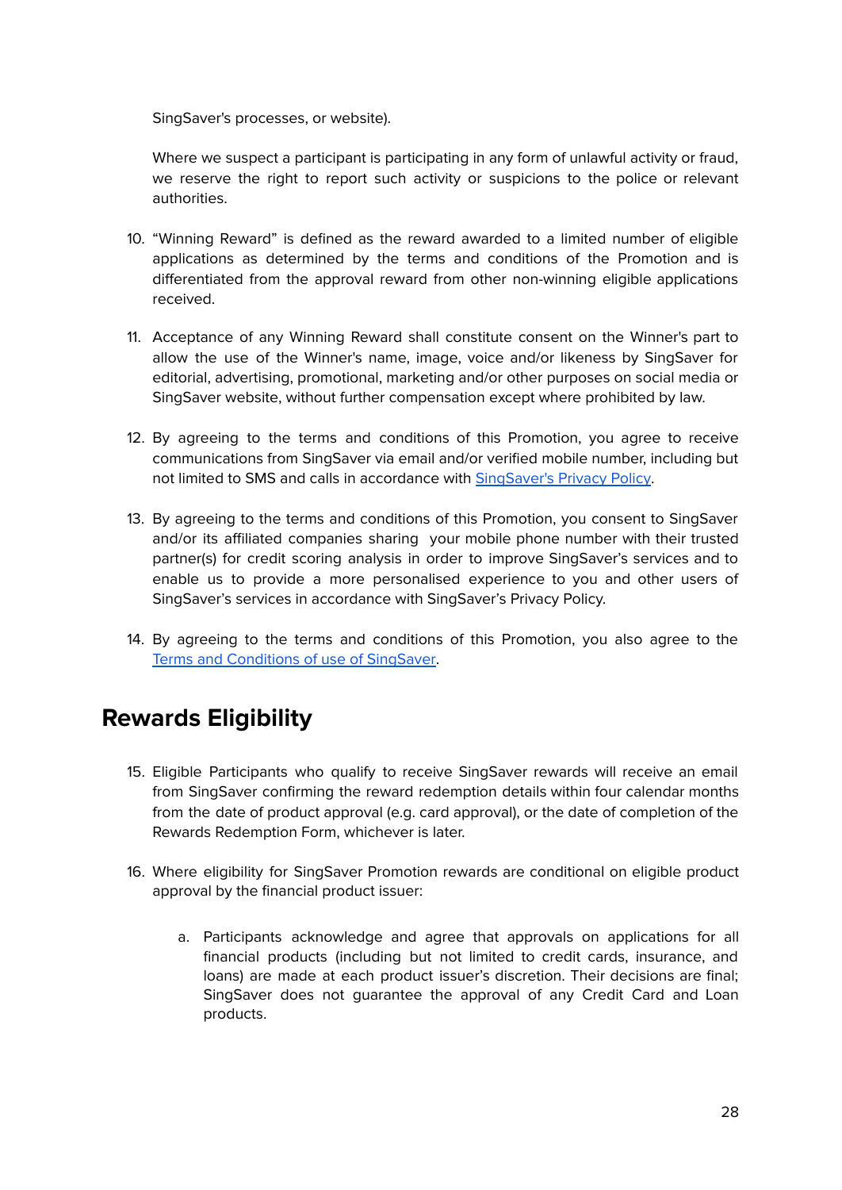SingSaver's processes, or website).

Where we suspect a participant is participating in any form of unlawful activity or fraud, we reserve the right to report such activity or suspicions to the police or relevant authorities.

10. "Winning Reward" is defined as the reward awarded to a limited number of eligible applications as determined by the terms and conditions of the Promotion and is differentiated from the approval reward from other non-winning eligible applications received.

11. Acceptance of any Winning Reward shall constitute consent on the Winner's part to allow the use of the Winner's name, image, voice and/or likeness by SingSaver for editorial, advertising, promotional, marketing and/or other purposes on social media or SingSaver website, without further compensation except where prohibited by law.

12. By agreeing to the terms and conditions of this Promotion, you agree to receive communications from SingSaver via email and/or verified mobile number, including but not limited to SMS and calls in accordance with [SingSaver's Privacy Policy](#).

13. By agreeing to the terms and conditions of this Promotion, you consent to SingSaver and/or its affiliated companies sharing your mobile phone number with their trusted partner(s) for credit scoring analysis in order to improve SingSaver's services and to enable us to provide a more personalised experience to you and other users of SingSaver's services in accordance with SingSaver's Privacy Policy.

14. By agreeing to the terms and conditions of this Promotion, you also agree to the [Terms and Conditions of use of SingSaver](#).

## Rewards Eligibility

15. Eligible Participants who qualify to receive SingSaver rewards will receive an email from SingSaver confirming the reward redemption details within four calendar months from the date of product approval (e.g. card approval), or the date of completion of the Rewards Redemption Form, whichever is later.

16. Where eligibility for SingSaver Promotion rewards are conditional on eligible product approval by the financial product issuer:

    a. Participants acknowledge and agree that approvals on applications for all financial products (including but not limited to credit cards, insurance, and loans) are made at each product issuer's discretion. Their decisions are final; SingSaver does not guarantee the approval of any Credit Card and Loan products.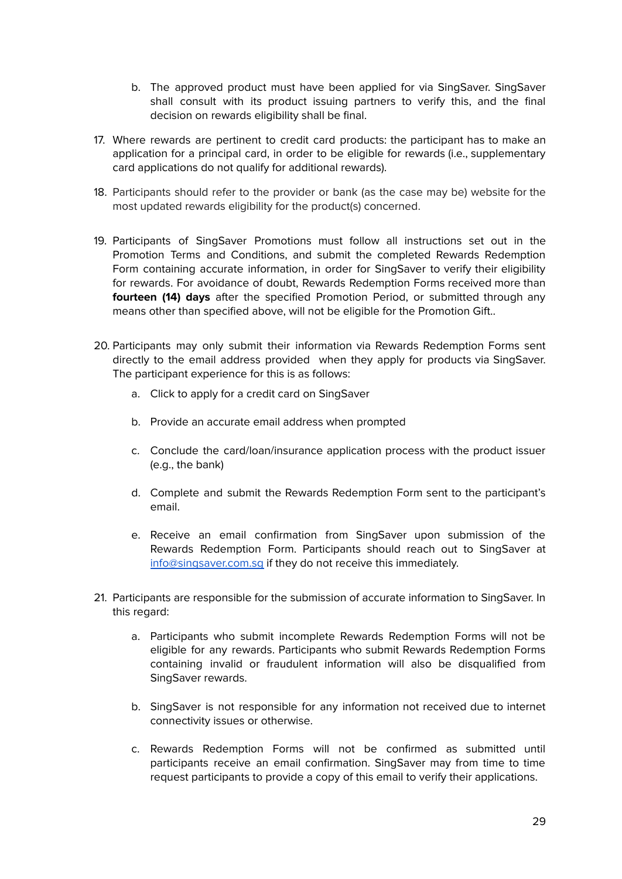b. The approved product must have been applied for via SingSaver. SingSaver shall consult with its product issuing partners to verify this, and the final decision on rewards eligibility shall be final.

17. Where rewards are pertinent to credit card products: the participant has to make an application for a principal card, in order to be eligible for rewards (i.e., supplementary card applications do not qualify for additional rewards).

18. Participants should refer to the provider or bank (as the case may be) website for the most updated rewards eligibility for the product(s) concerned.

19. Participants of SingSaver Promotions must follow all instructions set out in the Promotion Terms and Conditions, and submit the completed Rewards Redemption Form containing accurate information, in order for SingSaver to verify their eligibility for rewards. For avoidance of doubt, Rewards Redemption Forms received more than **fourteen (14) days** after the specified Promotion Period, or submitted through any means other than specified above, will not be eligible for the Promotion Gift..

20. Participants may only submit their information via Rewards Redemption Forms sent directly to the email address provided when they apply for products via SingSaver. The participant experience for this is as follows:

    a. Click to apply for a credit card on SingSaver

    b. Provide an accurate email address when prompted

    c. Conclude the card/loan/insurance application process with the product issuer (e.g., the bank)

    d. Complete and submit the Rewards Redemption Form sent to the participant's email.

    e. Receive an email confirmation from SingSaver upon submission of the Rewards Redemption Form. Participants should reach out to SingSaver at info@singsaver.com.sg if they do not receive this immediately.

21. Participants are responsible for the submission of accurate information to SingSaver. In this regard:

    a. Participants who submit incomplete Rewards Redemption Forms will not be eligible for any rewards. Participants who submit Rewards Redemption Forms containing invalid or fraudulent information will also be disqualified from SingSaver rewards.

    b. SingSaver is not responsible for any information not received due to internet connectivity issues or otherwise.

    c. Rewards Redemption Forms will not be confirmed as submitted until participants receive an email confirmation. SingSaver may from time to time request participants to provide a copy of this email to verify their applications.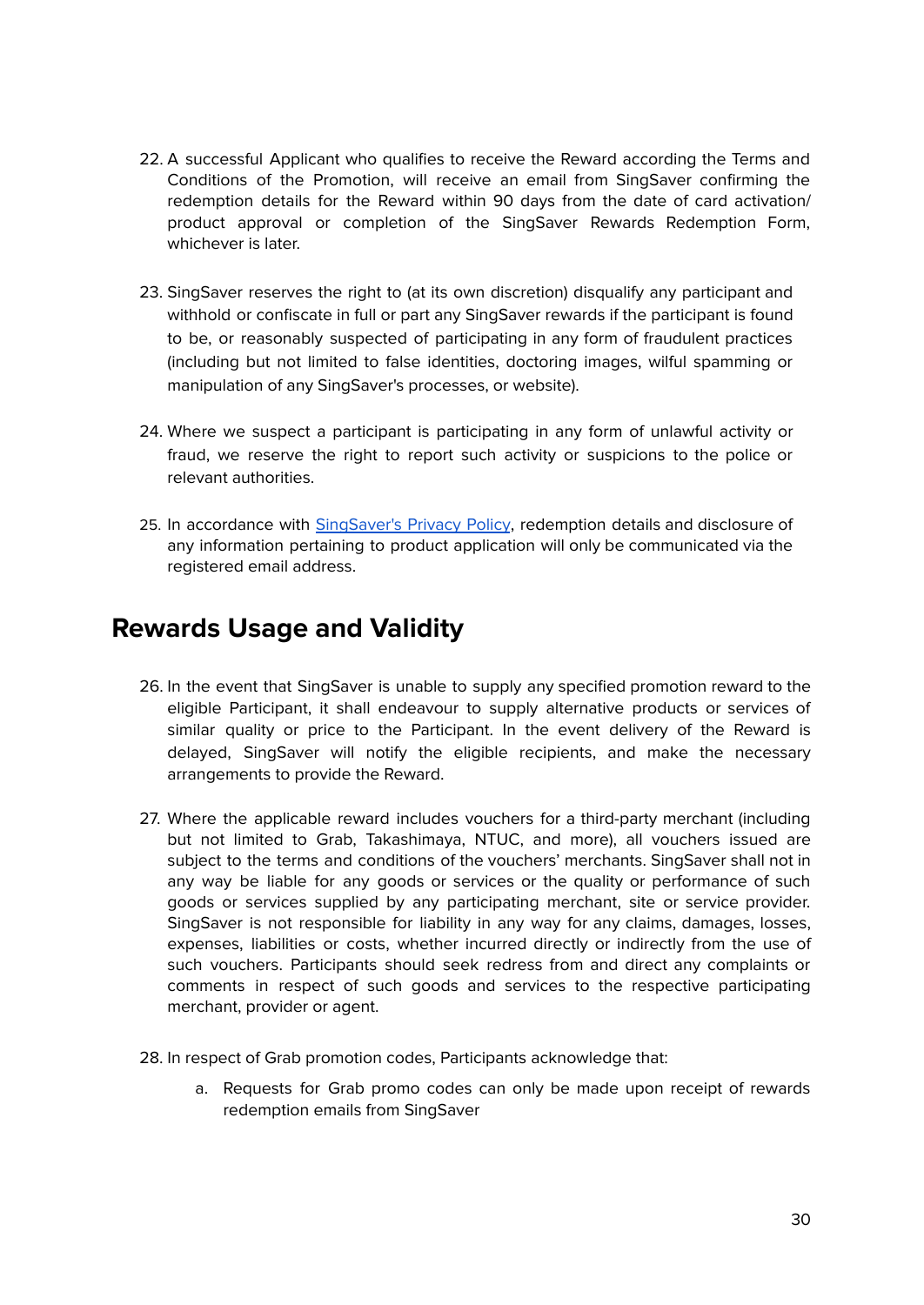22. A successful Applicant who qualifies to receive the Reward according the Terms and Conditions of the Promotion, will receive an email from SingSaver confirming the redemption details for the Reward within 90 days from the date of card activation/ product approval or completion of the SingSaver Rewards Redemption Form, whichever is later.

23. SingSaver reserves the right to (at its own discretion) disqualify any participant and withhold or confiscate in full or part any SingSaver rewards if the participant is found to be, or reasonably suspected of participating in any form of fraudulent practices (including but not limited to false identities, doctoring images, wilful spamming or manipulation of any SingSaver's processes, or website).

24. Where we suspect a participant is participating in any form of unlawful activity or fraud, we reserve the right to report such activity or suspicions to the police or relevant authorities.

25. In accordance with [SingSaver's Privacy Policy](), redemption details and disclosure of any information pertaining to product application will only be communicated via the registered email address.

## Rewards Usage and Validity

26. In the event that SingSaver is unable to supply any specified promotion reward to the eligible Participant, it shall endeavour to supply alternative products or services of similar quality or price to the Participant. In the event delivery of the Reward is delayed, SingSaver will notify the eligible recipients, and make the necessary arrangements to provide the Reward.

27. Where the applicable reward includes vouchers for a third-party merchant (including but not limited to Grab, Takashimaya, NTUC, and more), all vouchers issued are subject to the terms and conditions of the vouchers' merchants. SingSaver shall not in any way be liable for any goods or services or the quality or performance of such goods or services supplied by any participating merchant, site or service provider. SingSaver is not responsible for liability in any way for any claims, damages, losses, expenses, liabilities or costs, whether incurred directly or indirectly from the use of such vouchers. Participants should seek redress from and direct any complaints or comments in respect of such goods and services to the respective participating merchant, provider or agent.

28. In respect of Grab promotion codes, Participants acknowledge that:

    a. Requests for Grab promo codes can only be made upon receipt of rewards redemption emails from SingSaver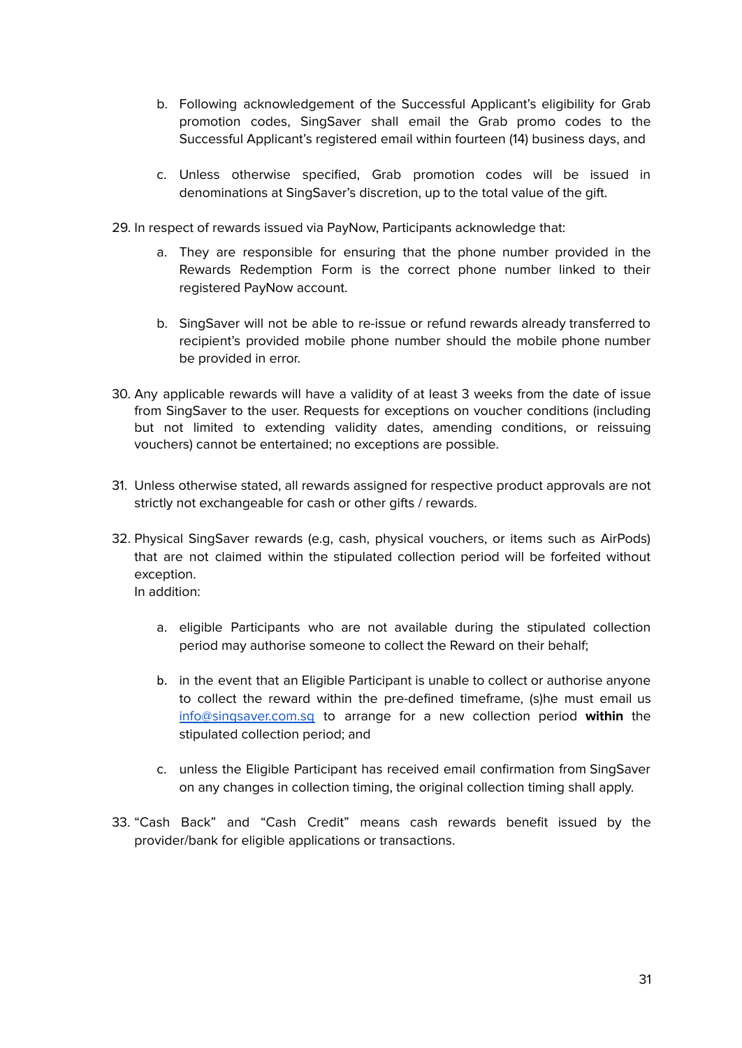b. Following acknowledgement of the Successful Applicant's eligibility for Grab promotion codes, SingSaver shall email the Grab promo codes to the Successful Applicant's registered email within fourteen (14) business days, and

c. Unless otherwise specified, Grab promotion codes will be issued in denominations at SingSaver's discretion, up to the total value of the gift.

29. In respect of rewards issued via PayNow, Participants acknowledge that:

    a. They are responsible for ensuring that the phone number provided in the Rewards Redemption Form is the correct phone number linked to their registered PayNow account.

    b. SingSaver will not be able to re-issue or refund rewards already transferred to recipient's provided mobile phone number should the mobile phone number be provided in error.

30. Any applicable rewards will have a validity of at least 3 weeks from the date of issue from SingSaver to the user. Requests for exceptions on voucher conditions (including but not limited to extending validity dates, amending conditions, or reissuing vouchers) cannot be entertained; no exceptions are possible.

31. Unless otherwise stated, all rewards assigned for respective product approvals are not strictly not exchangeable for cash or other gifts / rewards.

32. Physical SingSaver rewards (e.g, cash, physical vouchers, or items such as AirPods) that are not claimed within the stipulated collection period will be forfeited without exception.
    In addition:

    a. eligible Participants who are not available during the stipulated collection period may authorise someone to collect the Reward on their behalf;

    b. in the event that an Eligible Participant is unable to collect or authorise anyone to collect the reward within the pre-defined timeframe, (s)he must email us info@singsaver.com.sg to arrange for a new collection period **within** the stipulated collection period; and

    c. unless the Eligible Participant has received email confirmation from SingSaver on any changes in collection timing, the original collection timing shall apply.

33. "Cash Back" and "Cash Credit" means cash rewards benefit issued by the provider/bank for eligible applications or transactions.